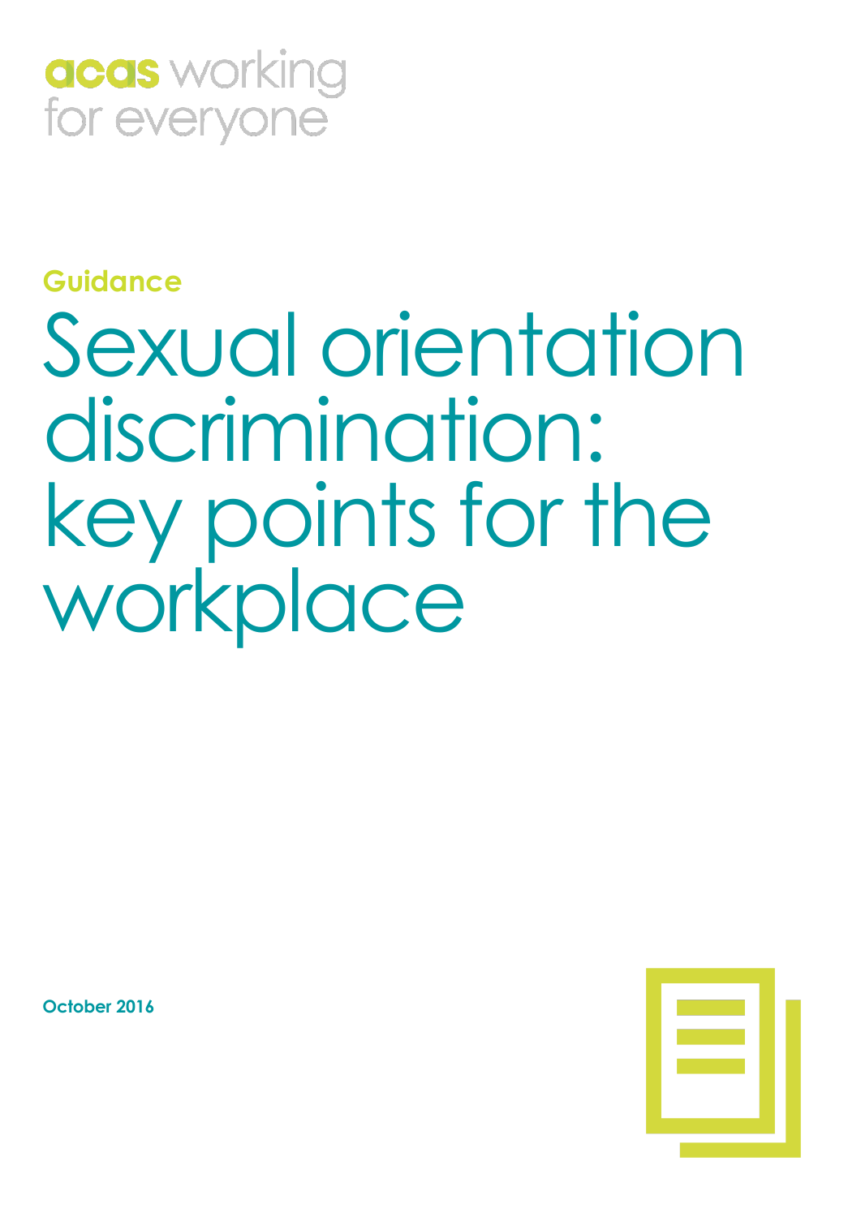acas working for everyone

**Guidance**

# Sexual orientation discrimination: key points for the workplace

**October 2016**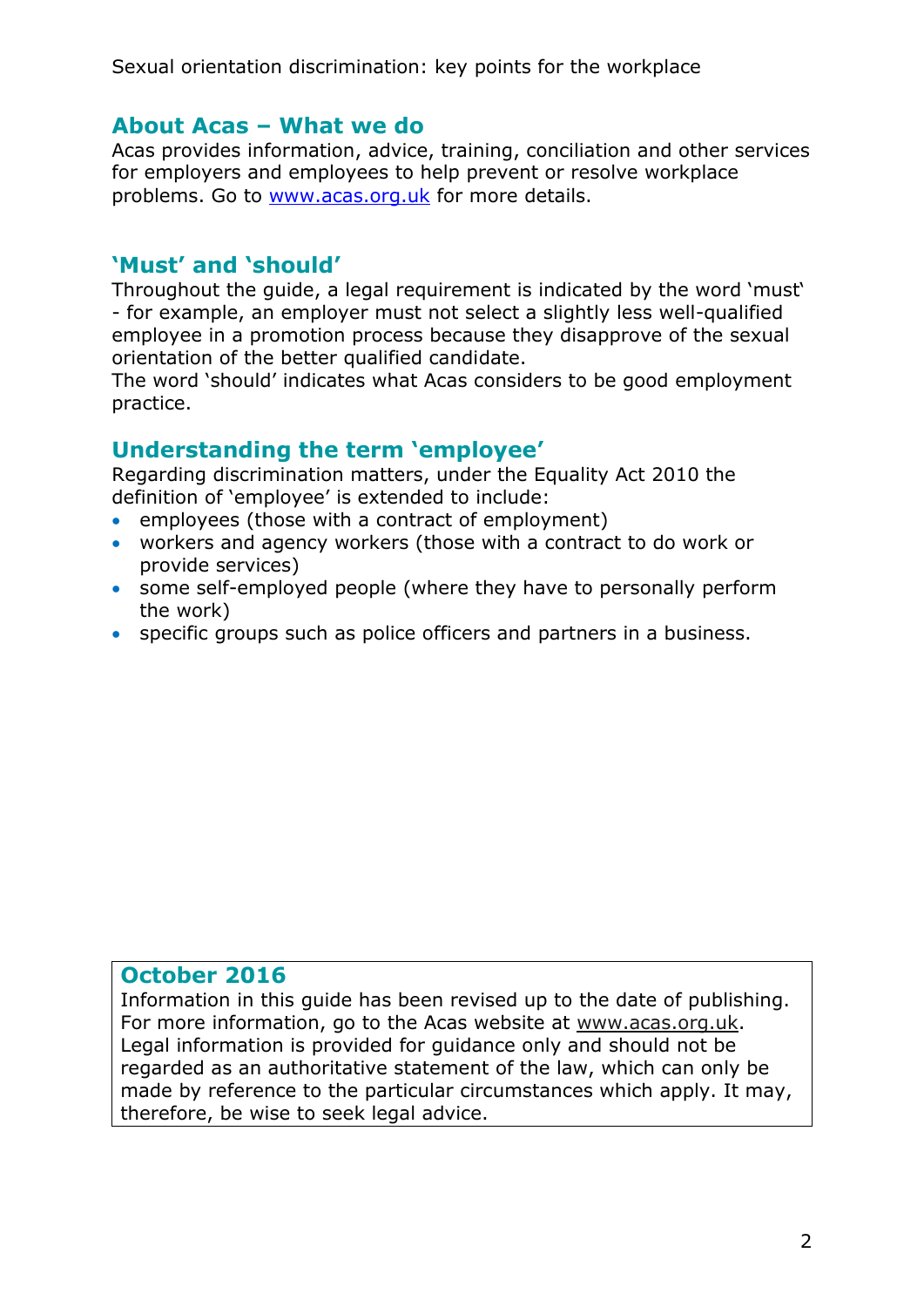## About Acas – What we do

Acas provides information, advice, training, conciliation and other services for employers and employees to help prevent or resolve workplace problems. Go to [www.acas.org.uk](http://www.acas.org.uk) for more details.

## 'Must' and 'should'

Throughout the guide, a legal requirement is indicated by the word 'must' - for example, an employer must not select a slightly less well-qualified employee in a promotion process because they disapprove of the sexual orientation of the better qualified candidate.

The word 'should' indicates what Acas considers to be good employment practice.

## Understanding the term 'employee'

Regarding discrimination matters, under the Equality Act 2010 the definition of 'employee' is extended to include:

- employees (those with a contract of employment)
- workers and agency workers (those with a contract to do work or provide services)
- some self-employed people (where they have to personally perform the work)
- specific groups such as police officers and partners in a business.

## October 2016

Information in this guide has been revised up to the date of publishing. For more information, go to the Acas website at www.acas.org.uk. Legal information is provided for guidance only and should not be regarded as an authoritative statement of the law, which can only be made by reference to the particular circumstances which apply. It may, therefore, be wise to seek legal advice.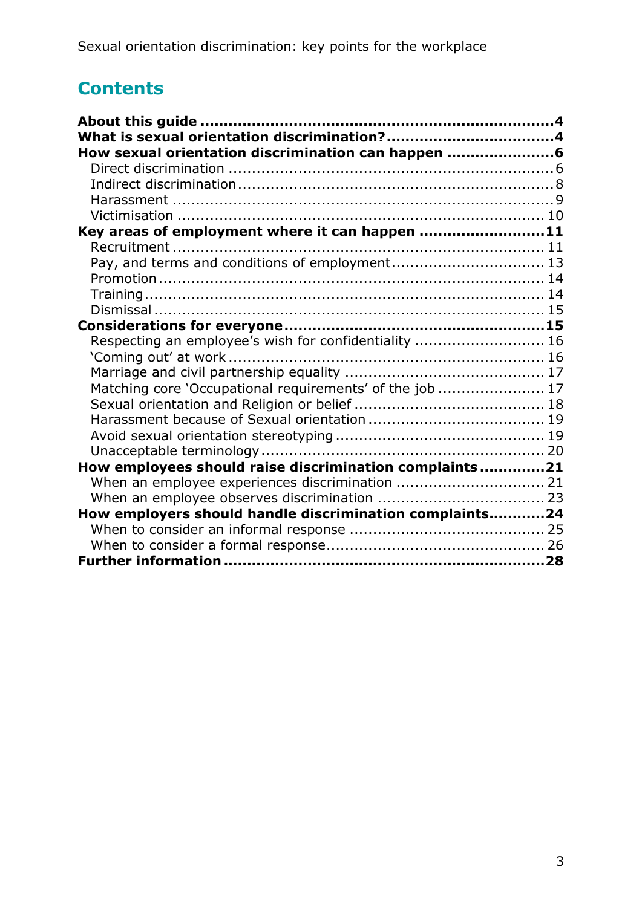## Contents

**About this guide** ........................................................................ **4**
**What is sexual orientation discrimination?** .................................... **4**
**How sexual orientation discrimination can happen** ......................... **6**
  Direct discrimination ........................................................................ 6
  Indirect discrimination ...................................................................... 8
  Harassment ...................................................................................... 9
  Victimisation .................................................................................. 10
**Key areas of employment where it can happen** .............................. **11**
  Recruitment .................................................................................... 11
  Pay, and terms and conditions of employment .................................. 13
  Promotion ....................................................................................... 14
  Training .......................................................................................... 14
  Dismissal ........................................................................................ 15
**Considerations for everyone** ........................................................... **15**
  Respecting an employee's wish for confidentiality ............................ 16
  'Coming out' at work ....................................................................... 16
  Marriage and civil partnership equality ............................................ 17
  Matching core 'Occupational requirements' of the job ........................ 17
  Sexual orientation and Religion or belief .......................................... 18
  Harassment because of Sexual orientation ....................................... 19
  Avoid sexual orientation stereotyping ............................................... 19
  Unacceptable terminology ............................................................... 20
**How employees should raise discrimination complaints** .................. **21**
  When an employee experiences discrimination ................................. 21
  When an employee observes discrimination ...................................... 23
**How employers should handle discrimination complaints** ................ **24**
  When to consider an informal response ............................................ 25
  When to consider a formal response ................................................. 26
**Further information** ...................................................................... **28**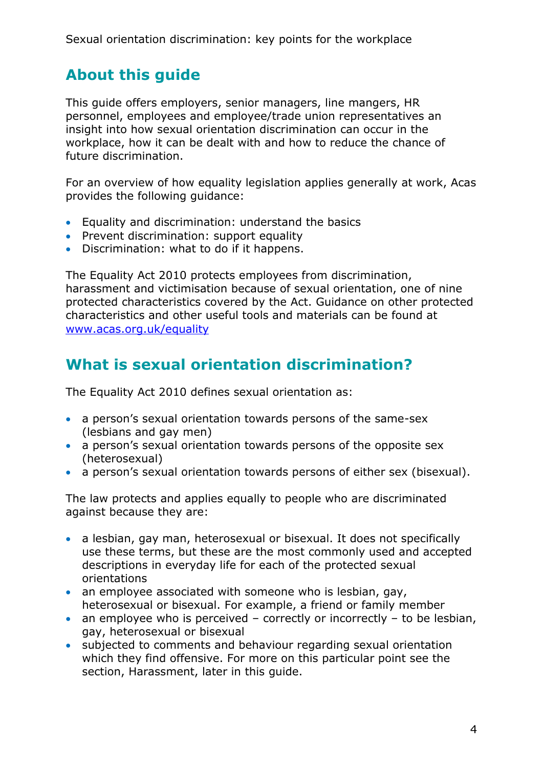## About this guide

This guide offers employers, senior managers, line mangers, HR personnel, employees and employee/trade union representatives an insight into how sexual orientation discrimination can occur in the workplace, how it can be dealt with and how to reduce the chance of future discrimination.

For an overview of how equality legislation applies generally at work, Acas provides the following guidance:

- Equality and discrimination: understand the basics
- Prevent discrimination: support equality
- Discrimination: what to do if it happens.

The Equality Act 2010 protects employees from discrimination, harassment and victimisation because of sexual orientation, one of nine protected characteristics covered by the Act. Guidance on other protected characteristics and other useful tools and materials can be found at [www.acas.org.uk/equality](www.acas.org.uk/equality)

## What is sexual orientation discrimination?

The Equality Act 2010 defines sexual orientation as:

- a person's sexual orientation towards persons of the same-sex (lesbians and gay men)
- a person's sexual orientation towards persons of the opposite sex (heterosexual)
- a person's sexual orientation towards persons of either sex (bisexual).

The law protects and applies equally to people who are discriminated against because they are:

- a lesbian, gay man, heterosexual or bisexual. It does not specifically use these terms, but these are the most commonly used and accepted descriptions in everyday life for each of the protected sexual orientations
- an employee associated with someone who is lesbian, gay, heterosexual or bisexual. For example, a friend or family member
- an employee who is perceived – correctly or incorrectly – to be lesbian, gay, heterosexual or bisexual
- subjected to comments and behaviour regarding sexual orientation which they find offensive. For more on this particular point see the section, Harassment, later in this guide.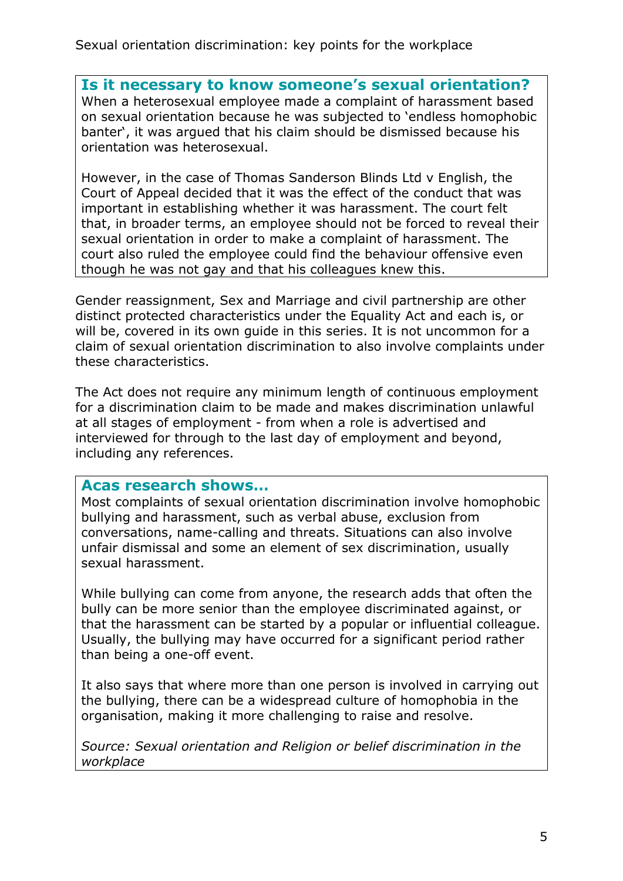### Is it necessary to know someone's sexual orientation?

When a heterosexual employee made a complaint of harassment based on sexual orientation because he was subjected to 'endless homophobic banter', it was argued that his claim should be dismissed because his orientation was heterosexual.

However, in the case of Thomas Sanderson Blinds Ltd v English, the Court of Appeal decided that it was the effect of the conduct that was important in establishing whether it was harassment. The court felt that, in broader terms, an employee should not be forced to reveal their sexual orientation in order to make a complaint of harassment. The court also ruled the employee could find the behaviour offensive even though he was not gay and that his colleagues knew this.

Gender reassignment, Sex and Marriage and civil partnership are other distinct protected characteristics under the Equality Act and each is, or will be, covered in its own guide in this series. It is not uncommon for a claim of sexual orientation discrimination to also involve complaints under these characteristics.

The Act does not require any minimum length of continuous employment for a discrimination claim to be made and makes discrimination unlawful at all stages of employment - from when a role is advertised and interviewed for through to the last day of employment and beyond, including any references.

### Acas research shows...

Most complaints of sexual orientation discrimination involve homophobic bullying and harassment, such as verbal abuse, exclusion from conversations, name-calling and threats. Situations can also involve unfair dismissal and some an element of sex discrimination, usually sexual harassment.

While bullying can come from anyone, the research adds that often the bully can be more senior than the employee discriminated against, or that the harassment can be started by a popular or influential colleague. Usually, the bullying may have occurred for a significant period rather than being a one-off event.

It also says that where more than one person is involved in carrying out the bullying, there can be a widespread culture of homophobia in the organisation, making it more challenging to raise and resolve.

*Source: Sexual orientation and Religion or belief discrimination in the workplace*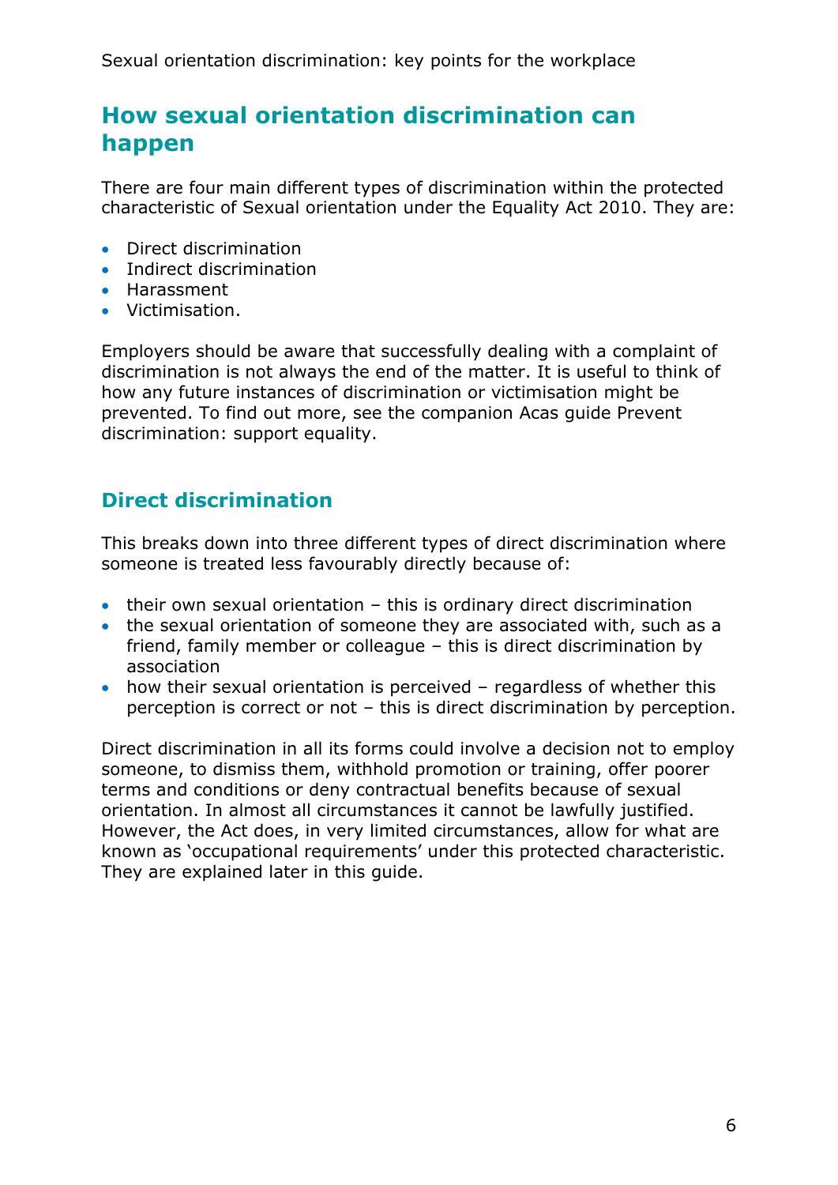## How sexual orientation discrimination can happen

There are four main different types of discrimination within the protected characteristic of Sexual orientation under the Equality Act 2010. They are:

- Direct discrimination
- Indirect discrimination
- Harassment
- Victimisation.

Employers should be aware that successfully dealing with a complaint of discrimination is not always the end of the matter. It is useful to think of how any future instances of discrimination or victimisation might be prevented. To find out more, see the companion Acas guide Prevent discrimination: support equality.

### Direct discrimination

This breaks down into three different types of direct discrimination where someone is treated less favourably directly because of:

- their own sexual orientation – this is ordinary direct discrimination
- the sexual orientation of someone they are associated with, such as a friend, family member or colleague – this is direct discrimination by association
- how their sexual orientation is perceived – regardless of whether this perception is correct or not – this is direct discrimination by perception.

Direct discrimination in all its forms could involve a decision not to employ someone, to dismiss them, withhold promotion or training, offer poorer terms and conditions or deny contractual benefits because of sexual orientation. In almost all circumstances it cannot be lawfully justified. However, the Act does, in very limited circumstances, allow for what are known as 'occupational requirements' under this protected characteristic. They are explained later in this guide.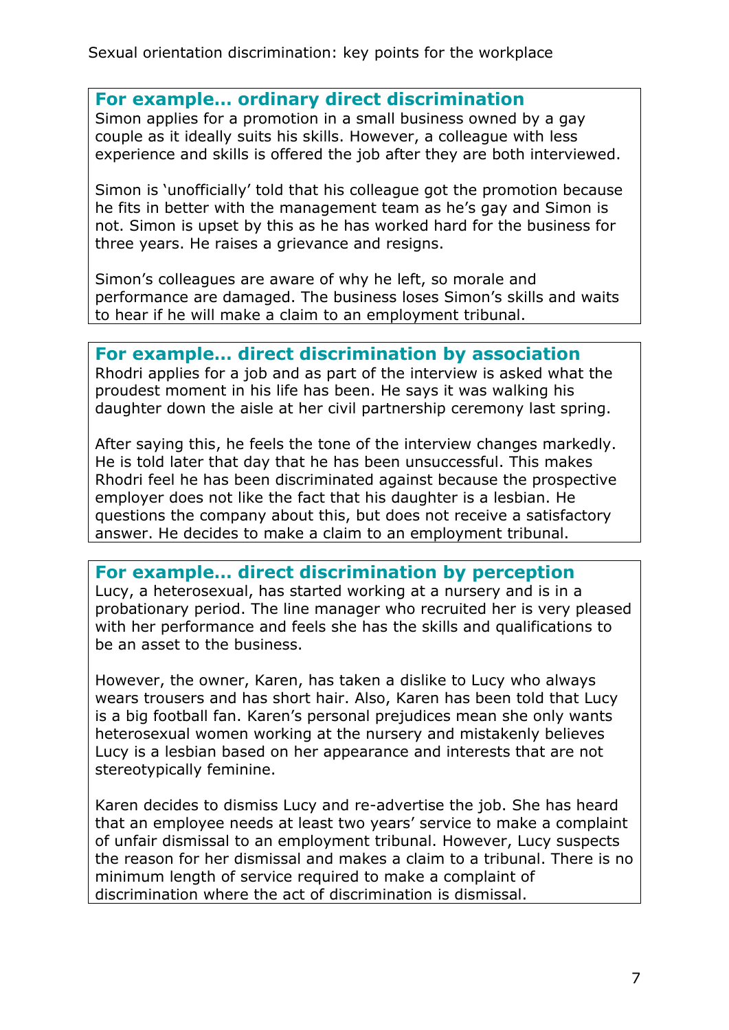### For example... ordinary direct discrimination

Simon applies for a promotion in a small business owned by a gay couple as it ideally suits his skills. However, a colleague with less experience and skills is offered the job after they are both interviewed.

Simon is 'unofficially' told that his colleague got the promotion because he fits in better with the management team as he's gay and Simon is not. Simon is upset by this as he has worked hard for the business for three years. He raises a grievance and resigns.

Simon's colleagues are aware of why he left, so morale and performance are damaged. The business loses Simon's skills and waits to hear if he will make a claim to an employment tribunal.

### For example... direct discrimination by association

Rhodri applies for a job and as part of the interview is asked what the proudest moment in his life has been. He says it was walking his daughter down the aisle at her civil partnership ceremony last spring.

After saying this, he feels the tone of the interview changes markedly. He is told later that day that he has been unsuccessful. This makes Rhodri feel he has been discriminated against because the prospective employer does not like the fact that his daughter is a lesbian. He questions the company about this, but does not receive a satisfactory answer. He decides to make a claim to an employment tribunal.

### For example... direct discrimination by perception

Lucy, a heterosexual, has started working at a nursery and is in a probationary period. The line manager who recruited her is very pleased with her performance and feels she has the skills and qualifications to be an asset to the business.

However, the owner, Karen, has taken a dislike to Lucy who always wears trousers and has short hair. Also, Karen has been told that Lucy is a big football fan. Karen's personal prejudices mean she only wants heterosexual women working at the nursery and mistakenly believes Lucy is a lesbian based on her appearance and interests that are not stereotypically feminine.

Karen decides to dismiss Lucy and re-advertise the job. She has heard that an employee needs at least two years' service to make a complaint of unfair dismissal to an employment tribunal. However, Lucy suspects the reason for her dismissal and makes a claim to a tribunal. There is no minimum length of service required to make a complaint of discrimination where the act of discrimination is dismissal.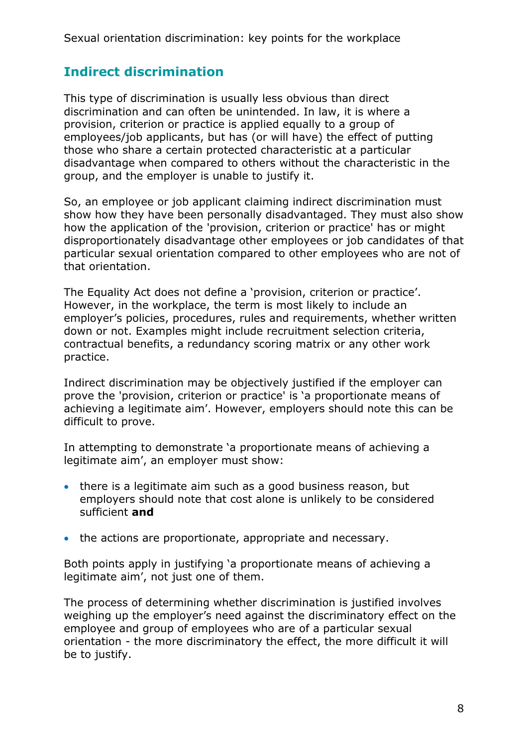## Indirect discrimination

This type of discrimination is usually less obvious than direct discrimination and can often be unintended. In law, it is where a provision, criterion or practice is applied equally to a group of employees/job applicants, but has (or will have) the effect of putting those who share a certain protected characteristic at a particular disadvantage when compared to others without the characteristic in the group, and the employer is unable to justify it.

So, an employee or job applicant claiming indirect discrimination must show how they have been personally disadvantaged. They must also show how the application of the 'provision, criterion or practice' has or might disproportionately disadvantage other employees or job candidates of that particular sexual orientation compared to other employees who are not of that orientation.

The Equality Act does not define a 'provision, criterion or practice'. However, in the workplace, the term is most likely to include an employer's policies, procedures, rules and requirements, whether written down or not. Examples might include recruitment selection criteria, contractual benefits, a redundancy scoring matrix or any other work practice.

Indirect discrimination may be objectively justified if the employer can prove the 'provision, criterion or practice' is 'a proportionate means of achieving a legitimate aim'. However, employers should note this can be difficult to prove.

In attempting to demonstrate 'a proportionate means of achieving a legitimate aim', an employer must show:

- there is a legitimate aim such as a good business reason, but employers should note that cost alone is unlikely to be considered sufficient **and**
- the actions are proportionate, appropriate and necessary.

Both points apply in justifying 'a proportionate means of achieving a legitimate aim', not just one of them.

The process of determining whether discrimination is justified involves weighing up the employer's need against the discriminatory effect on the employee and group of employees who are of a particular sexual orientation - the more discriminatory the effect, the more difficult it will be to justify.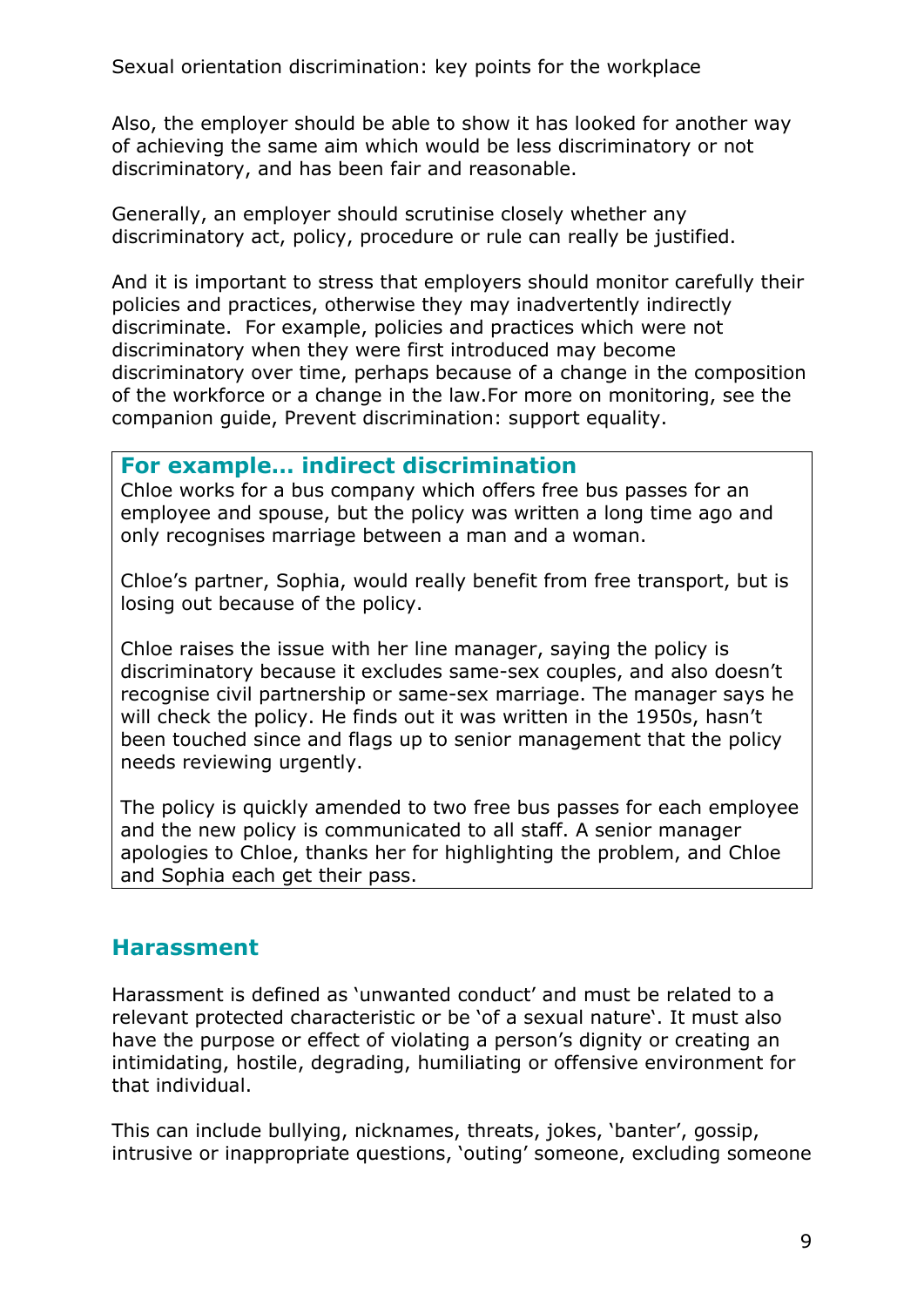Also, the employer should be able to show it has looked for another way of achieving the same aim which would be less discriminatory or not discriminatory, and has been fair and reasonable.

Generally, an employer should scrutinise closely whether any discriminatory act, policy, procedure or rule can really be justified.

And it is important to stress that employers should monitor carefully their policies and practices, otherwise they may inadvertently indirectly discriminate. For example, policies and practices which were not discriminatory when they were first introduced may become discriminatory over time, perhaps because of a change in the composition of the workforce or a change in the law.For more on monitoring, see the companion guide, Prevent discrimination: support equality.

### For example... indirect discrimination

Chloe works for a bus company which offers free bus passes for an employee and spouse, but the policy was written a long time ago and only recognises marriage between a man and a woman.

Chloe's partner, Sophia, would really benefit from free transport, but is losing out because of the policy.

Chloe raises the issue with her line manager, saying the policy is discriminatory because it excludes same-sex couples, and also doesn't recognise civil partnership or same-sex marriage. The manager says he will check the policy. He finds out it was written in the 1950s, hasn't been touched since and flags up to senior management that the policy needs reviewing urgently.

The policy is quickly amended to two free bus passes for each employee and the new policy is communicated to all staff. A senior manager apologies to Chloe, thanks her for highlighting the problem, and Chloe and Sophia each get their pass.

## Harassment

Harassment is defined as 'unwanted conduct' and must be related to a relevant protected characteristic or be 'of a sexual nature'. It must also have the purpose or effect of violating a person's dignity or creating an intimidating, hostile, degrading, humiliating or offensive environment for that individual.

This can include bullying, nicknames, threats, jokes, 'banter', gossip, intrusive or inappropriate questions, 'outing' someone, excluding someone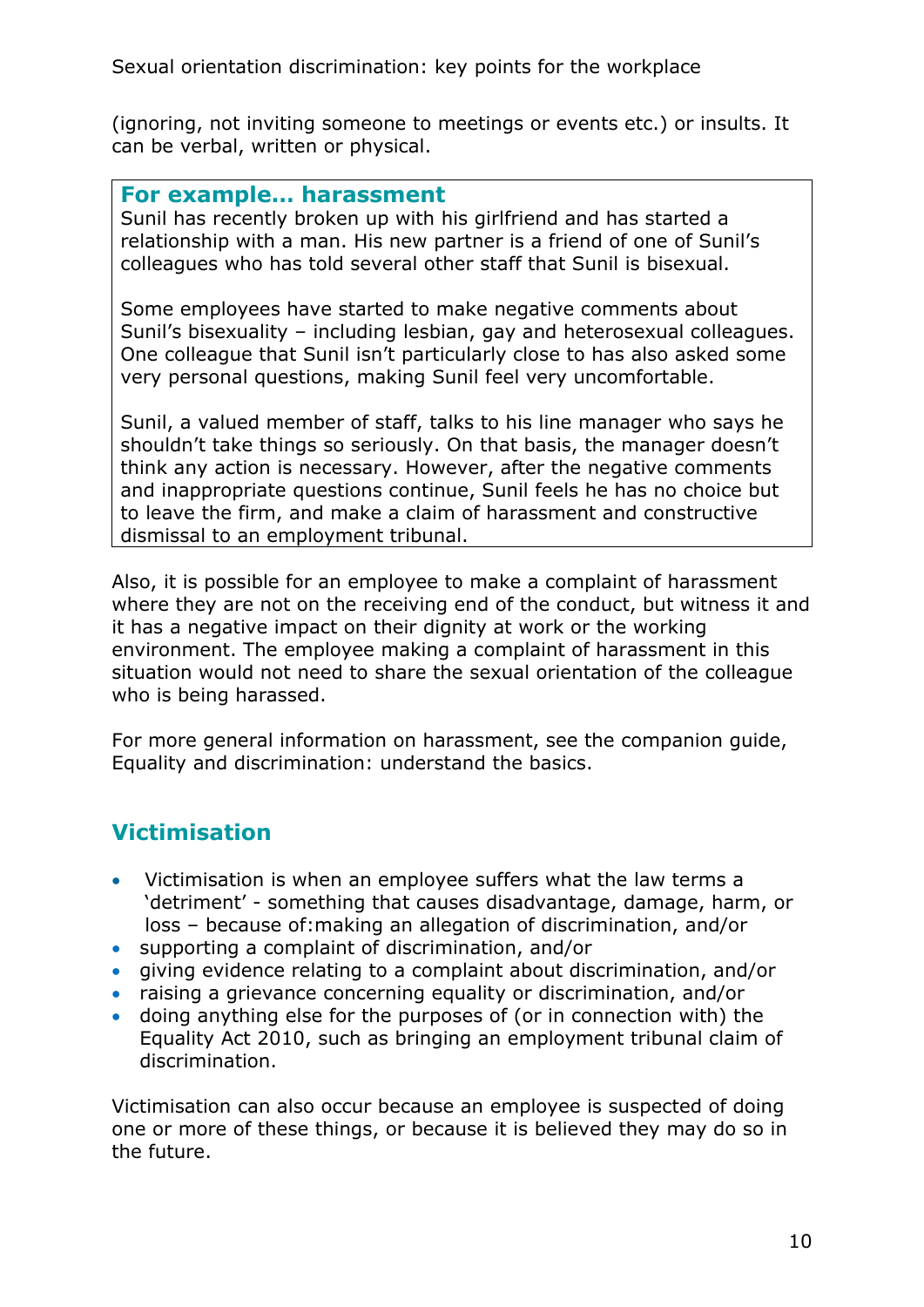(ignoring, not inviting someone to meetings or events etc.) or insults. It can be verbal, written or physical.

### For example... harassment

Sunil has recently broken up with his girlfriend and has started a relationship with a man. His new partner is a friend of one of Sunil's colleagues who has told several other staff that Sunil is bisexual.

Some employees have started to make negative comments about Sunil's bisexuality – including lesbian, gay and heterosexual colleagues. One colleague that Sunil isn't particularly close to has also asked some very personal questions, making Sunil feel very uncomfortable.

Sunil, a valued member of staff, talks to his line manager who says he shouldn't take things so seriously. On that basis, the manager doesn't think any action is necessary. However, after the negative comments and inappropriate questions continue, Sunil feels he has no choice but to leave the firm, and make a claim of harassment and constructive dismissal to an employment tribunal.

Also, it is possible for an employee to make a complaint of harassment where they are not on the receiving end of the conduct, but witness it and it has a negative impact on their dignity at work or the working environment. The employee making a complaint of harassment in this situation would not need to share the sexual orientation of the colleague who is being harassed.

For more general information on harassment, see the companion guide, Equality and discrimination: understand the basics.

## Victimisation

- Victimisation is when an employee suffers what the law terms a 'detriment' - something that causes disadvantage, damage, harm, or loss – because of:making an allegation of discrimination, and/or
- supporting a complaint of discrimination, and/or
- giving evidence relating to a complaint about discrimination, and/or
- raising a grievance concerning equality or discrimination, and/or
- doing anything else for the purposes of (or in connection with) the Equality Act 2010, such as bringing an employment tribunal claim of discrimination.

Victimisation can also occur because an employee is suspected of doing one or more of these things, or because it is believed they may do so in the future.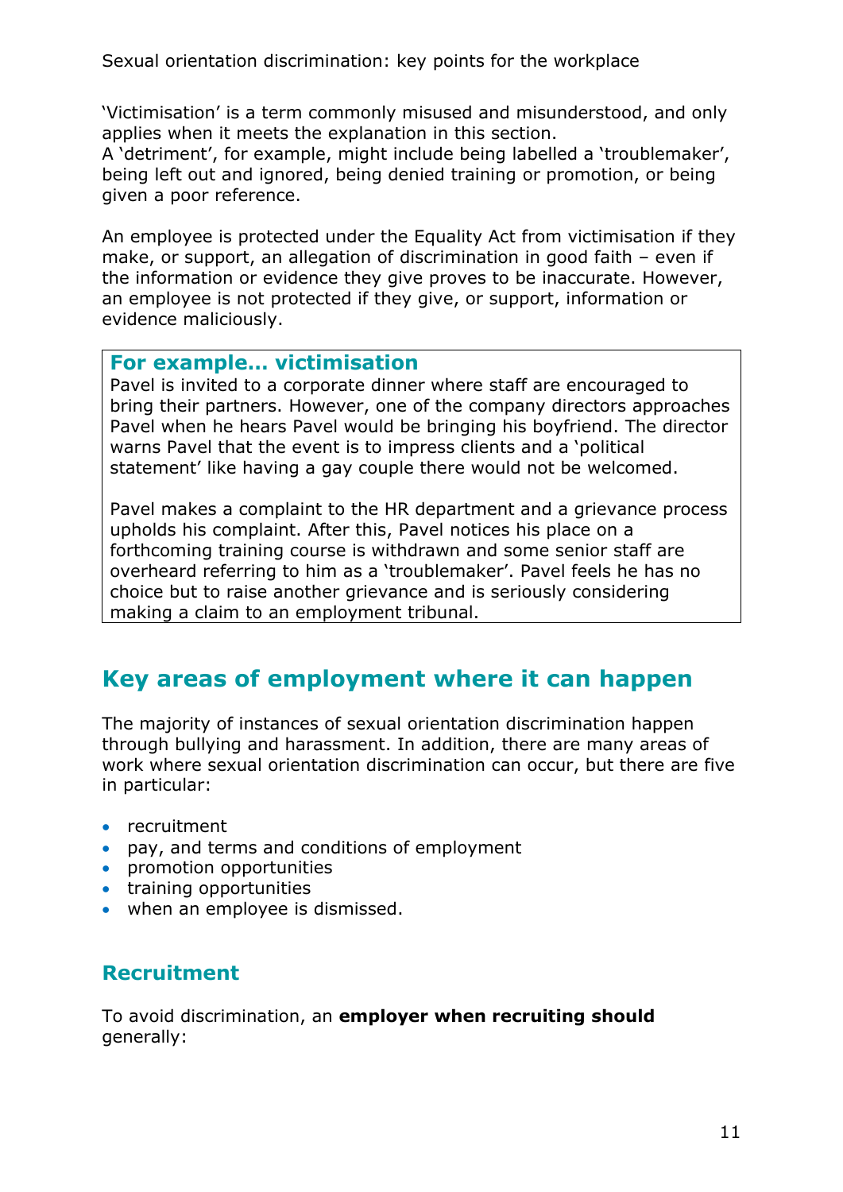'Victimisation' is a term commonly misused and misunderstood, and only applies when it meets the explanation in this section.
A 'detriment', for example, might include being labelled a 'troublemaker', being left out and ignored, being denied training or promotion, or being given a poor reference.

An employee is protected under the Equality Act from victimisation if they make, or support, an allegation of discrimination in good faith – even if the information or evidence they give proves to be inaccurate. However, an employee is not protected if they give, or support, information or evidence maliciously.

### For example... victimisation

Pavel is invited to a corporate dinner where staff are encouraged to bring their partners. However, one of the company directors approaches Pavel when he hears Pavel would be bringing his boyfriend. The director warns Pavel that the event is to impress clients and a 'political statement' like having a gay couple there would not be welcomed.

Pavel makes a complaint to the HR department and a grievance process upholds his complaint. After this, Pavel notices his place on a forthcoming training course is withdrawn and some senior staff are overheard referring to him as a 'troublemaker'. Pavel feels he has no choice but to raise another grievance and is seriously considering making a claim to an employment tribunal.

## Key areas of employment where it can happen

The majority of instances of sexual orientation discrimination happen through bullying and harassment. In addition, there are many areas of work where sexual orientation discrimination can occur, but there are five in particular:

- recruitment
- pay, and terms and conditions of employment
- promotion opportunities
- training opportunities
- when an employee is dismissed.

### Recruitment

To avoid discrimination, an **employer when recruiting should** generally: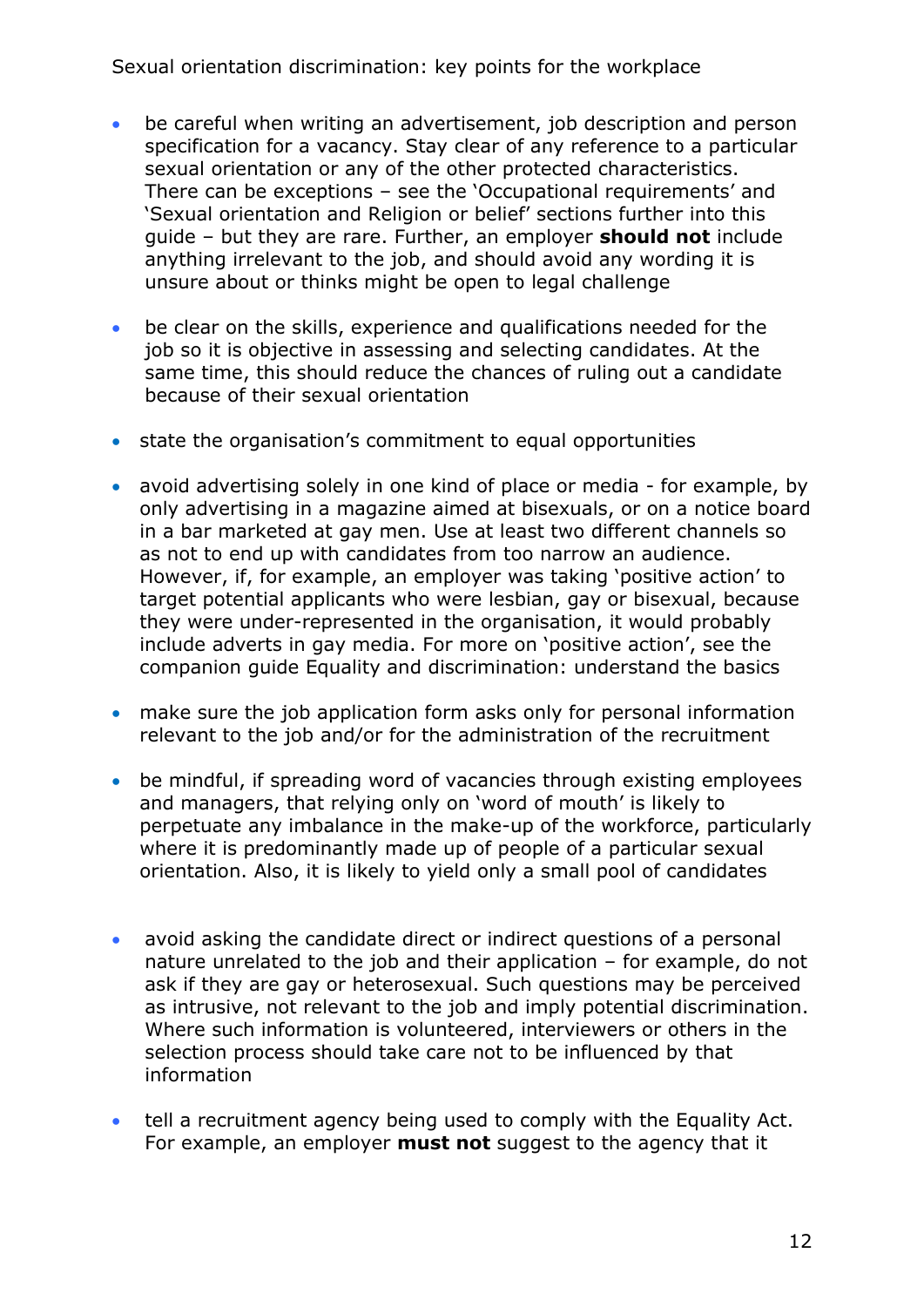- be careful when writing an advertisement, job description and person specification for a vacancy. Stay clear of any reference to a particular sexual orientation or any of the other protected characteristics. There can be exceptions – see the 'Occupational requirements' and 'Sexual orientation and Religion or belief' sections further into this guide – but they are rare. Further, an employer **should not** include anything irrelevant to the job, and should avoid any wording it is unsure about or thinks might be open to legal challenge

- be clear on the skills, experience and qualifications needed for the job so it is objective in assessing and selecting candidates. At the same time, this should reduce the chances of ruling out a candidate because of their sexual orientation

- state the organisation's commitment to equal opportunities

- avoid advertising solely in one kind of place or media - for example, by only advertising in a magazine aimed at bisexuals, or on a notice board in a bar marketed at gay men. Use at least two different channels so as not to end up with candidates from too narrow an audience. However, if, for example, an employer was taking 'positive action' to target potential applicants who were lesbian, gay or bisexual, because they were under-represented in the organisation, it would probably include adverts in gay media. For more on 'positive action', see the companion guide Equality and discrimination: understand the basics

- make sure the job application form asks only for personal information relevant to the job and/or for the administration of the recruitment

- be mindful, if spreading word of vacancies through existing employees and managers, that relying only on 'word of mouth' is likely to perpetuate any imbalance in the make-up of the workforce, particularly where it is predominantly made up of people of a particular sexual orientation. Also, it is likely to yield only a small pool of candidates

- avoid asking the candidate direct or indirect questions of a personal nature unrelated to the job and their application – for example, do not ask if they are gay or heterosexual. Such questions may be perceived as intrusive, not relevant to the job and imply potential discrimination. Where such information is volunteered, interviewers or others in the selection process should take care not to be influenced by that information

- tell a recruitment agency being used to comply with the Equality Act. For example, an employer **must not** suggest to the agency that it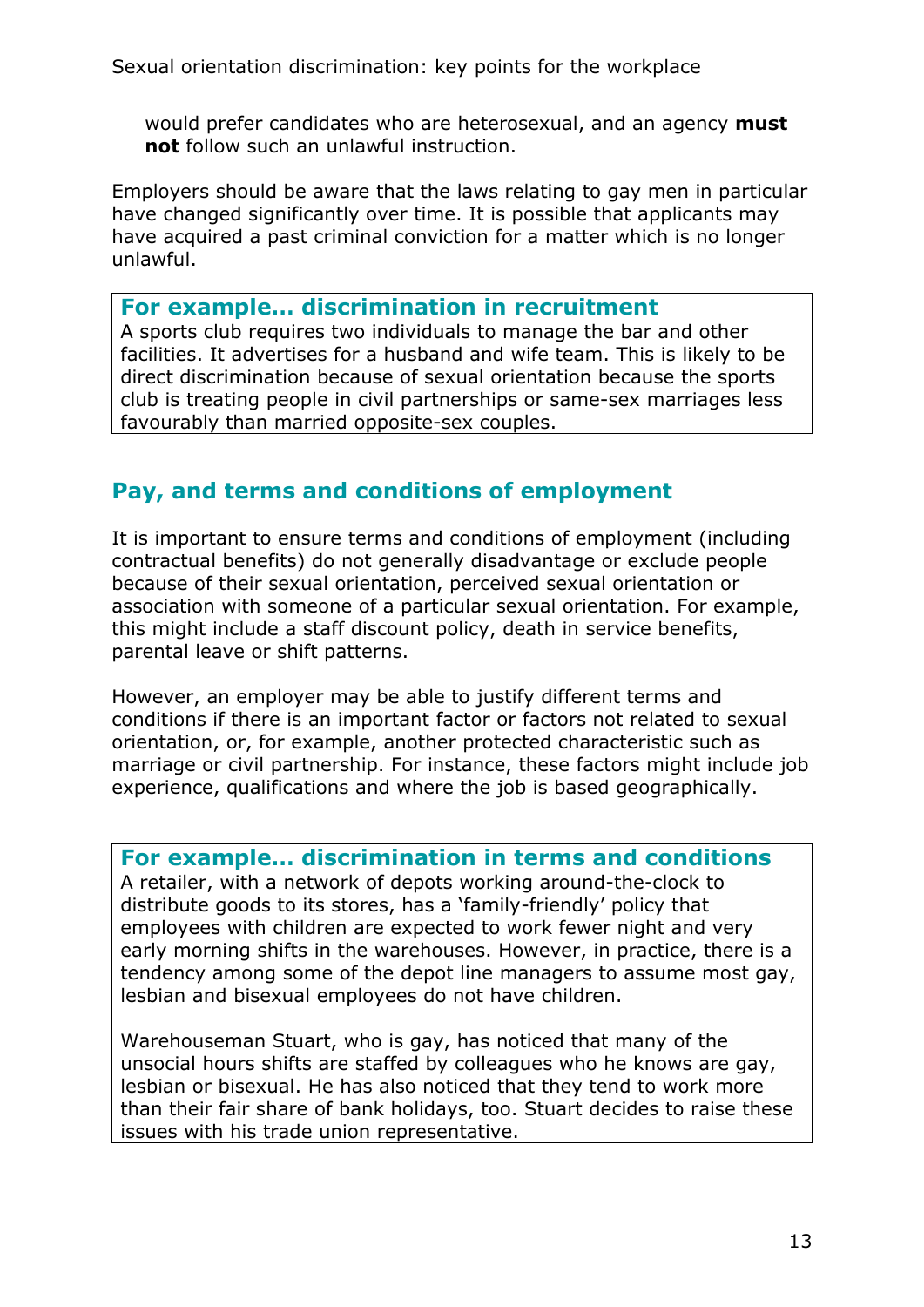would prefer candidates who are heterosexual, and an agency **must not** follow such an unlawful instruction.

Employers should be aware that the laws relating to gay men in particular have changed significantly over time. It is possible that applicants may have acquired a past criminal conviction for a matter which is no longer unlawful.

### For example… discrimination in recruitment

A sports club requires two individuals to manage the bar and other facilities. It advertises for a husband and wife team. This is likely to be direct discrimination because of sexual orientation because the sports club is treating people in civil partnerships or same-sex marriages less favourably than married opposite-sex couples.

## Pay, and terms and conditions of employment

It is important to ensure terms and conditions of employment (including contractual benefits) do not generally disadvantage or exclude people because of their sexual orientation, perceived sexual orientation or association with someone of a particular sexual orientation. For example, this might include a staff discount policy, death in service benefits, parental leave or shift patterns.

However, an employer may be able to justify different terms and conditions if there is an important factor or factors not related to sexual orientation, or, for example, another protected characteristic such as marriage or civil partnership. For instance, these factors might include job experience, qualifications and where the job is based geographically.

### For example… discrimination in terms and conditions

A retailer, with a network of depots working around-the-clock to distribute goods to its stores, has a 'family-friendly' policy that employees with children are expected to work fewer night and very early morning shifts in the warehouses. However, in practice, there is a tendency among some of the depot line managers to assume most gay, lesbian and bisexual employees do not have children.

Warehouseman Stuart, who is gay, has noticed that many of the unsocial hours shifts are staffed by colleagues who he knows are gay, lesbian or bisexual. He has also noticed that they tend to work more than their fair share of bank holidays, too. Stuart decides to raise these issues with his trade union representative.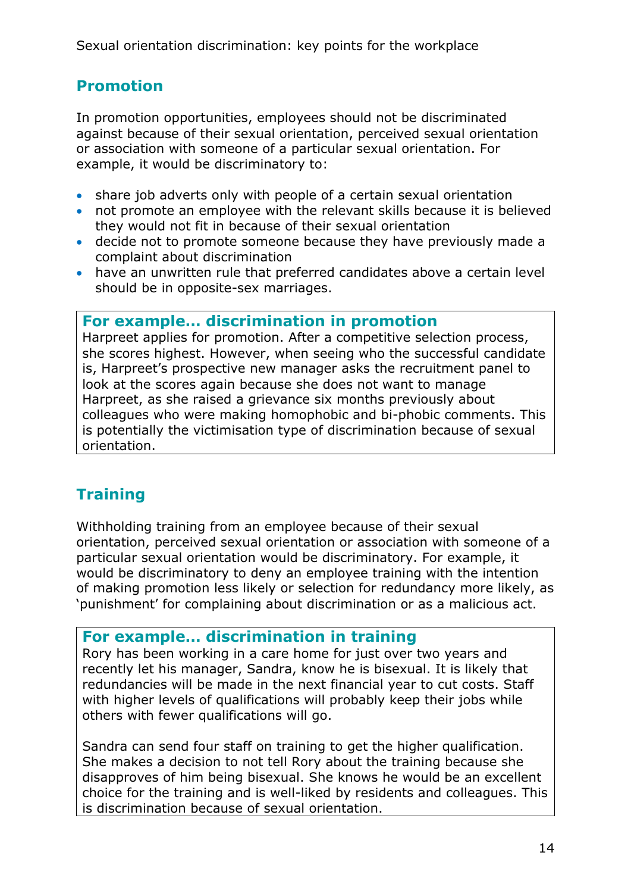## Promotion

In promotion opportunities, employees should not be discriminated against because of their sexual orientation, perceived sexual orientation or association with someone of a particular sexual orientation. For example, it would be discriminatory to:

- share job adverts only with people of a certain sexual orientation
- not promote an employee with the relevant skills because it is believed they would not fit in because of their sexual orientation
- decide not to promote someone because they have previously made a complaint about discrimination
- have an unwritten rule that preferred candidates above a certain level should be in opposite-sex marriages.

### For example... discrimination in promotion

Harpreet applies for promotion. After a competitive selection process, she scores highest. However, when seeing who the successful candidate is, Harpreet's prospective new manager asks the recruitment panel to look at the scores again because she does not want to manage Harpreet, as she raised a grievance six months previously about colleagues who were making homophobic and bi-phobic comments. This is potentially the victimisation type of discrimination because of sexual orientation.

## Training

Withholding training from an employee because of their sexual orientation, perceived sexual orientation or association with someone of a particular sexual orientation would be discriminatory. For example, it would be discriminatory to deny an employee training with the intention of making promotion less likely or selection for redundancy more likely, as 'punishment' for complaining about discrimination or as a malicious act.

### For example... discrimination in training

Rory has been working in a care home for just over two years and recently let his manager, Sandra, know he is bisexual. It is likely that redundancies will be made in the next financial year to cut costs. Staff with higher levels of qualifications will probably keep their jobs while others with fewer qualifications will go.

Sandra can send four staff on training to get the higher qualification. She makes a decision to not tell Rory about the training because she disapproves of him being bisexual. She knows he would be an excellent choice for the training and is well-liked by residents and colleagues. This is discrimination because of sexual orientation.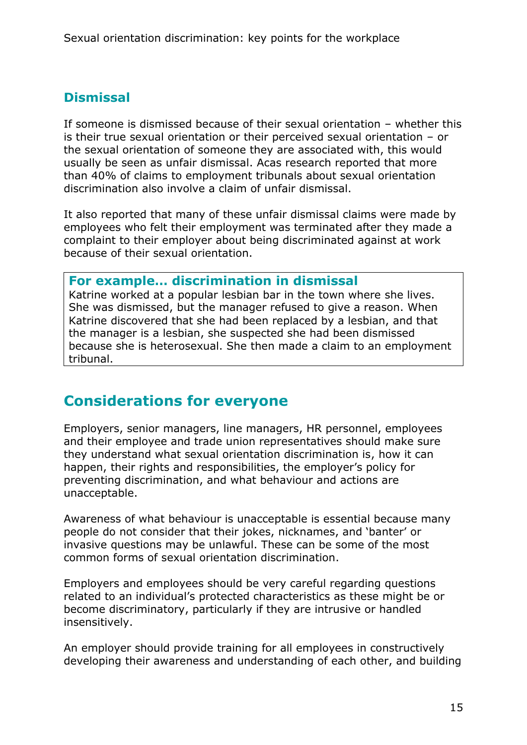## Dismissal

If someone is dismissed because of their sexual orientation – whether this is their true sexual orientation or their perceived sexual orientation – or the sexual orientation of someone they are associated with, this would usually be seen as unfair dismissal. Acas research reported that more than 40% of claims to employment tribunals about sexual orientation discrimination also involve a claim of unfair dismissal.

It also reported that many of these unfair dismissal claims were made by employees who felt their employment was terminated after they made a complaint to their employer about being discriminated against at work because of their sexual orientation.

> **For example... discrimination in dismissal**
> Katrine worked at a popular lesbian bar in the town where she lives. She was dismissed, but the manager refused to give a reason. When Katrine discovered that she had been replaced by a lesbian, and that the manager is a lesbian, she suspected she had been dismissed because she is heterosexual. She then made a claim to an employment tribunal.

# Considerations for everyone

Employers, senior managers, line managers, HR personnel, employees and their employee and trade union representatives should make sure they understand what sexual orientation discrimination is, how it can happen, their rights and responsibilities, the employer's policy for preventing discrimination, and what behaviour and actions are unacceptable.

Awareness of what behaviour is unacceptable is essential because many people do not consider that their jokes, nicknames, and 'banter' or invasive questions may be unlawful. These can be some of the most common forms of sexual orientation discrimination.

Employers and employees should be very careful regarding questions related to an individual's protected characteristics as these might be or become discriminatory, particularly if they are intrusive or handled insensitively.

An employer should provide training for all employees in constructively developing their awareness and understanding of each other, and building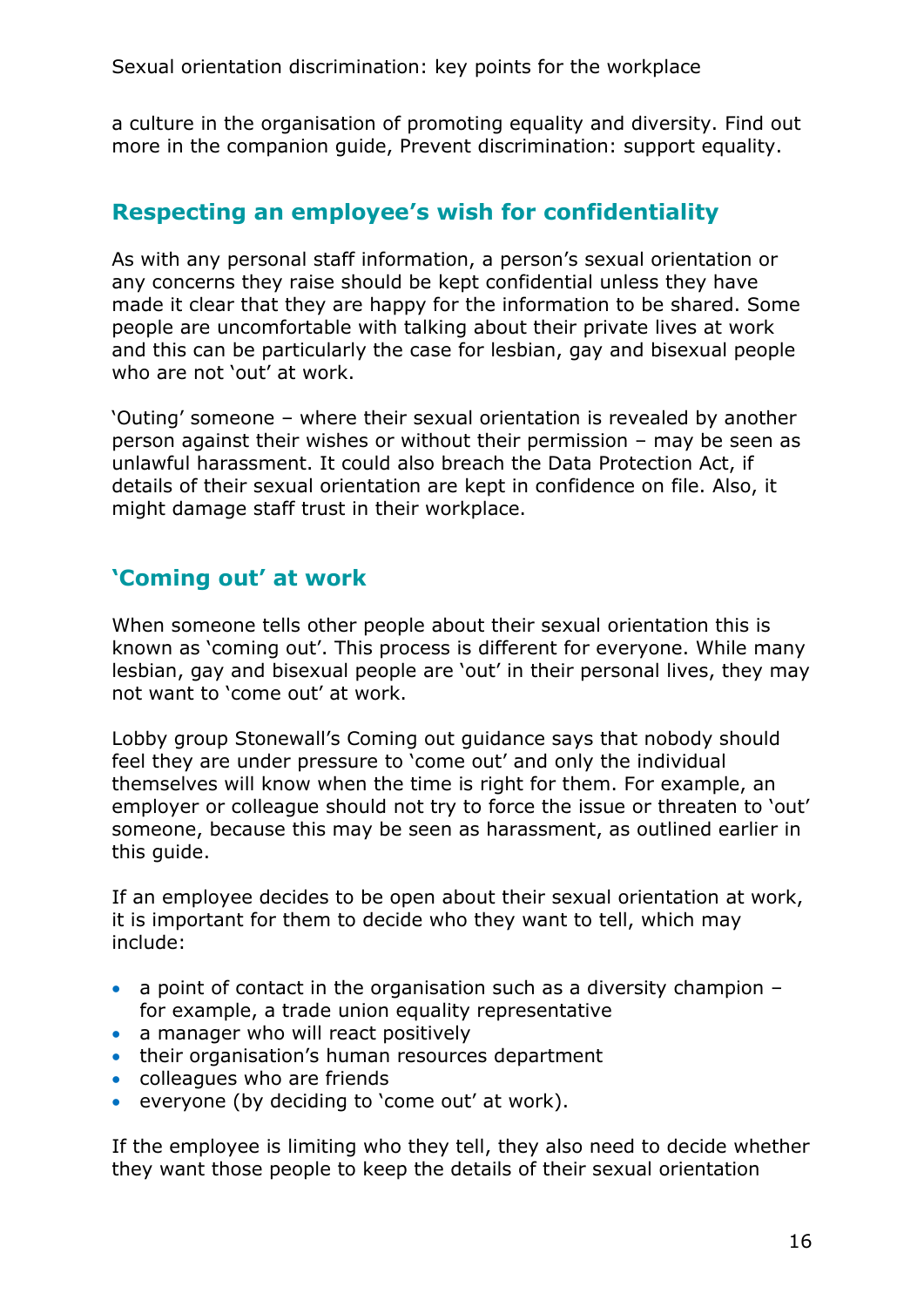a culture in the organisation of promoting equality and diversity. Find out more in the companion guide, Prevent discrimination: support equality.

## Respecting an employee's wish for confidentiality

As with any personal staff information, a person's sexual orientation or any concerns they raise should be kept confidential unless they have made it clear that they are happy for the information to be shared. Some people are uncomfortable with talking about their private lives at work and this can be particularly the case for lesbian, gay and bisexual people who are not 'out' at work.

'Outing' someone – where their sexual orientation is revealed by another person against their wishes or without their permission – may be seen as unlawful harassment. It could also breach the Data Protection Act, if details of their sexual orientation are kept in confidence on file. Also, it might damage staff trust in their workplace.

## 'Coming out' at work

When someone tells other people about their sexual orientation this is known as 'coming out'. This process is different for everyone. While many lesbian, gay and bisexual people are 'out' in their personal lives, they may not want to 'come out' at work.

Lobby group Stonewall's Coming out guidance says that nobody should feel they are under pressure to 'come out' and only the individual themselves will know when the time is right for them. For example, an employer or colleague should not try to force the issue or threaten to 'out' someone, because this may be seen as harassment, as outlined earlier in this guide.

If an employee decides to be open about their sexual orientation at work, it is important for them to decide who they want to tell, which may include:

- a point of contact in the organisation such as a diversity champion – for example, a trade union equality representative
- a manager who will react positively
- their organisation's human resources department
- colleagues who are friends
- everyone (by deciding to 'come out' at work).

If the employee is limiting who they tell, they also need to decide whether they want those people to keep the details of their sexual orientation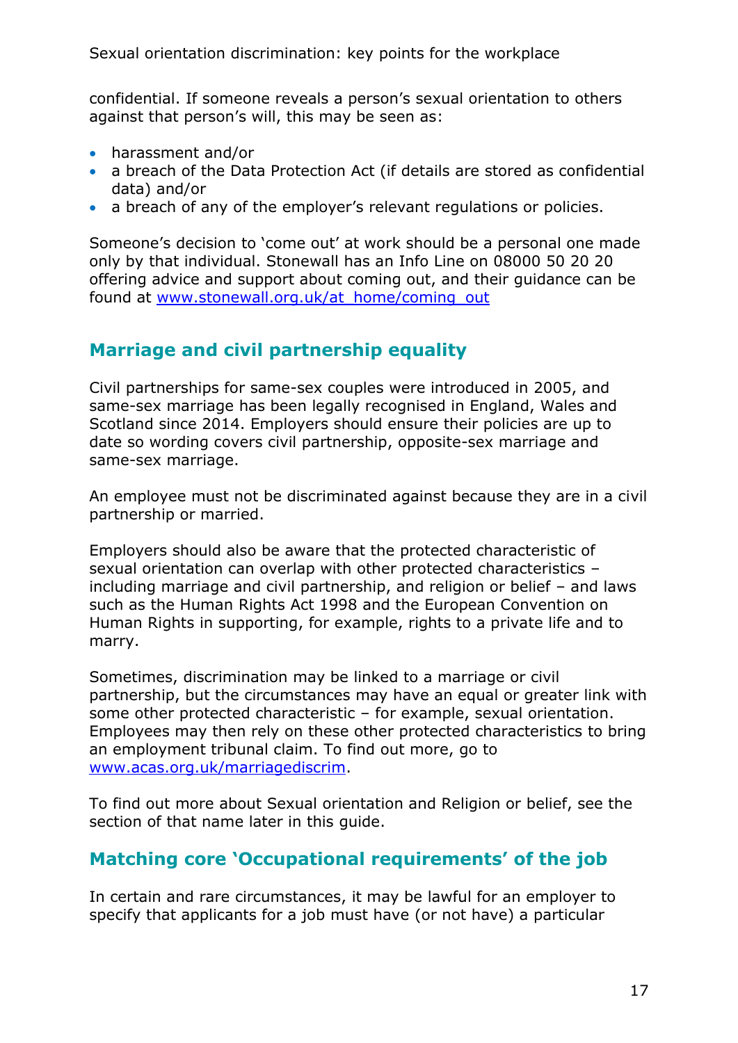confidential. If someone reveals a person's sexual orientation to others against that person's will, this may be seen as:

- harassment and/or
- a breach of the Data Protection Act (if details are stored as confidential data) and/or
- a breach of any of the employer's relevant regulations or policies.

Someone's decision to 'come out' at work should be a personal one made only by that individual. Stonewall has an Info Line on 08000 50 20 20 offering advice and support about coming out, and their guidance can be found at [www.stonewall.org.uk/at_home/coming_out](www.stonewall.org.uk/at_home/coming_out)

## Marriage and civil partnership equality

Civil partnerships for same-sex couples were introduced in 2005, and same-sex marriage has been legally recognised in England, Wales and Scotland since 2014. Employers should ensure their policies are up to date so wording covers civil partnership, opposite-sex marriage and same-sex marriage.

An employee must not be discriminated against because they are in a civil partnership or married.

Employers should also be aware that the protected characteristic of sexual orientation can overlap with other protected characteristics – including marriage and civil partnership, and religion or belief – and laws such as the Human Rights Act 1998 and the European Convention on Human Rights in supporting, for example, rights to a private life and to marry.

Sometimes, discrimination may be linked to a marriage or civil partnership, but the circumstances may have an equal or greater link with some other protected characteristic – for example, sexual orientation. Employees may then rely on these other protected characteristics to bring an employment tribunal claim. To find out more, go to [www.acas.org.uk/marriagediscrim](www.acas.org.uk/marriagediscrim).

To find out more about Sexual orientation and Religion or belief, see the section of that name later in this guide.

## Matching core 'Occupational requirements' of the job

In certain and rare circumstances, it may be lawful for an employer to specify that applicants for a job must have (or not have) a particular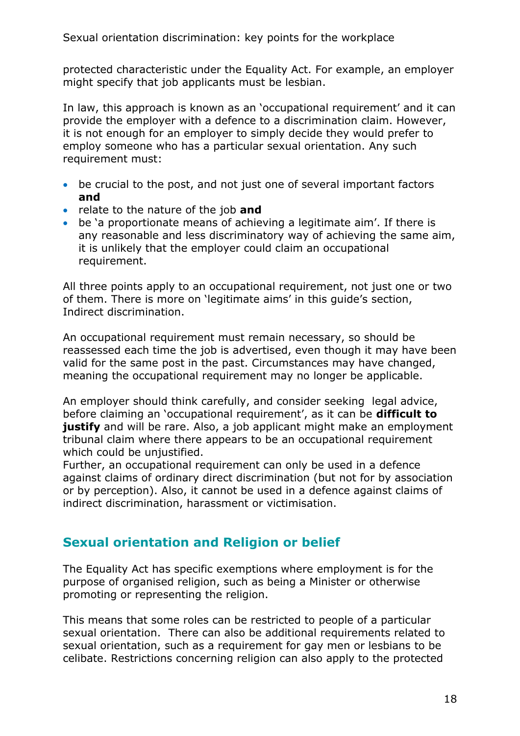protected characteristic under the Equality Act. For example, an employer might specify that job applicants must be lesbian.

In law, this approach is known as an 'occupational requirement' and it can provide the employer with a defence to a discrimination claim. However, it is not enough for an employer to simply decide they would prefer to employ someone who has a particular sexual orientation. Any such requirement must:

- be crucial to the post, and not just one of several important factors **and**
- relate to the nature of the job **and**
- be 'a proportionate means of achieving a legitimate aim'. If there is any reasonable and less discriminatory way of achieving the same aim, it is unlikely that the employer could claim an occupational requirement.

All three points apply to an occupational requirement, not just one or two of them. There is more on 'legitimate aims' in this guide's section, Indirect discrimination.

An occupational requirement must remain necessary, so should be reassessed each time the job is advertised, even though it may have been valid for the same post in the past. Circumstances may have changed, meaning the occupational requirement may no longer be applicable.

An employer should think carefully, and consider seeking legal advice, before claiming an 'occupational requirement', as it can be **difficult to justify** and will be rare. Also, a job applicant might make an employment tribunal claim where there appears to be an occupational requirement which could be unjustified.
Further, an occupational requirement can only be used in a defence against claims of ordinary direct discrimination (but not for by association or by perception). Also, it cannot be used in a defence against claims of indirect discrimination, harassment or victimisation.

## Sexual orientation and Religion or belief

The Equality Act has specific exemptions where employment is for the purpose of organised religion, such as being a Minister or otherwise promoting or representing the religion.

This means that some roles can be restricted to people of a particular sexual orientation. There can also be additional requirements related to sexual orientation, such as a requirement for gay men or lesbians to be celibate. Restrictions concerning religion can also apply to the protected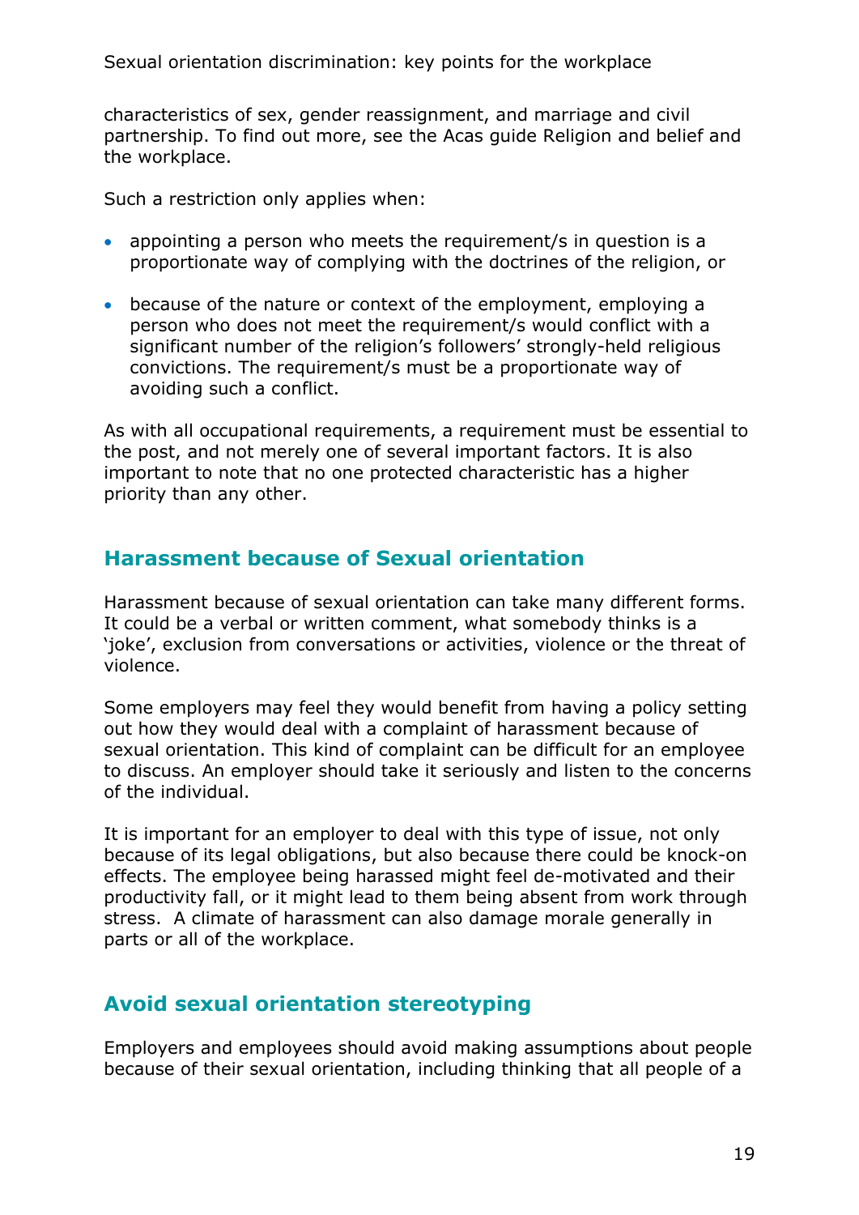characteristics of sex, gender reassignment, and marriage and civil partnership. To find out more, see the Acas guide Religion and belief and the workplace.

Such a restriction only applies when:

- appointing a person who meets the requirement/s in question is a proportionate way of complying with the doctrines of the religion, or
- because of the nature or context of the employment, employing a person who does not meet the requirement/s would conflict with a significant number of the religion's followers' strongly-held religious convictions. The requirement/s must be a proportionate way of avoiding such a conflict.

As with all occupational requirements, a requirement must be essential to the post, and not merely one of several important factors. It is also important to note that no one protected characteristic has a higher priority than any other.

## Harassment because of Sexual orientation

Harassment because of sexual orientation can take many different forms. It could be a verbal or written comment, what somebody thinks is a 'joke', exclusion from conversations or activities, violence or the threat of violence.

Some employers may feel they would benefit from having a policy setting out how they would deal with a complaint of harassment because of sexual orientation. This kind of complaint can be difficult for an employee to discuss. An employer should take it seriously and listen to the concerns of the individual.

It is important for an employer to deal with this type of issue, not only because of its legal obligations, but also because there could be knock-on effects. The employee being harassed might feel de-motivated and their productivity fall, or it might lead to them being absent from work through stress. A climate of harassment can also damage morale generally in parts or all of the workplace.

## Avoid sexual orientation stereotyping

Employers and employees should avoid making assumptions about people because of their sexual orientation, including thinking that all people of a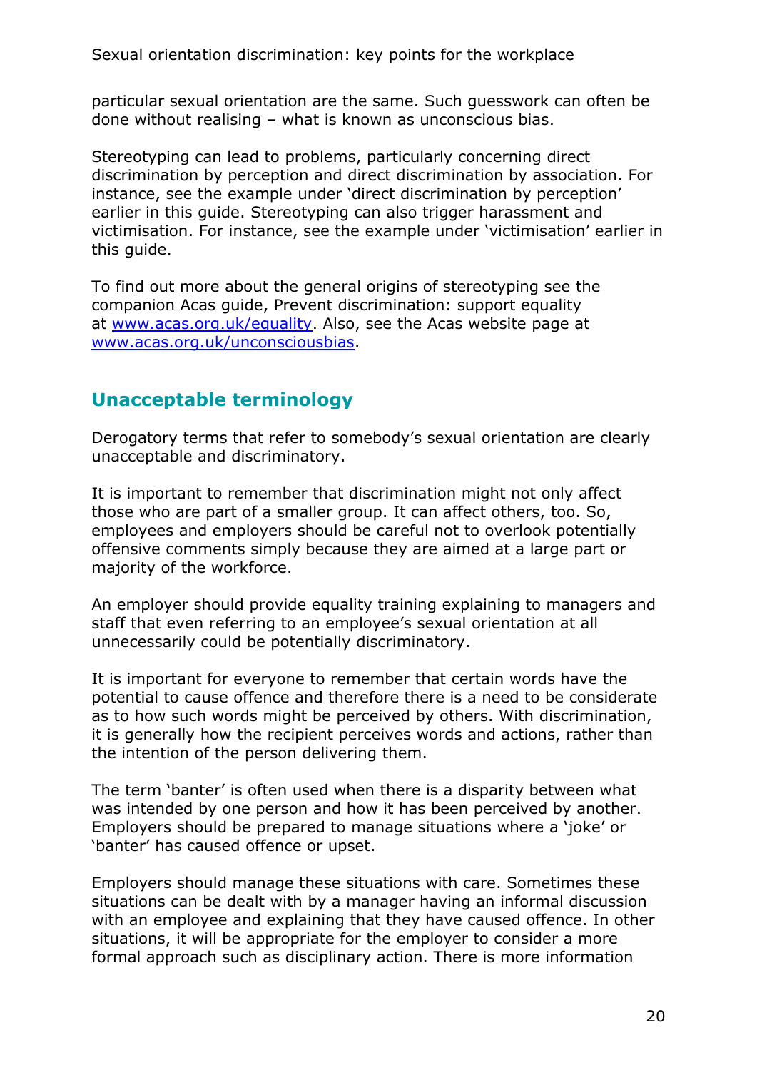particular sexual orientation are the same. Such guesswork can often be done without realising – what is known as unconscious bias.

Stereotyping can lead to problems, particularly concerning direct discrimination by perception and direct discrimination by association. For instance, see the example under 'direct discrimination by perception' earlier in this guide. Stereotyping can also trigger harassment and victimisation. For instance, see the example under 'victimisation' earlier in this guide.

To find out more about the general origins of stereotyping see the companion Acas guide, Prevent discrimination: support equality at [www.acas.org.uk/equality](www.acas.org.uk/equality). Also, see the Acas website page at [www.acas.org.uk/unconsciousbias](www.acas.org.uk/unconsciousbias).

## Unacceptable terminology

Derogatory terms that refer to somebody's sexual orientation are clearly unacceptable and discriminatory.

It is important to remember that discrimination might not only affect those who are part of a smaller group. It can affect others, too. So, employees and employers should be careful not to overlook potentially offensive comments simply because they are aimed at a large part or majority of the workforce.

An employer should provide equality training explaining to managers and staff that even referring to an employee's sexual orientation at all unnecessarily could be potentially discriminatory.

It is important for everyone to remember that certain words have the potential to cause offence and therefore there is a need to be considerate as to how such words might be perceived by others. With discrimination, it is generally how the recipient perceives words and actions, rather than the intention of the person delivering them.

The term 'banter' is often used when there is a disparity between what was intended by one person and how it has been perceived by another. Employers should be prepared to manage situations where a 'joke' or 'banter' has caused offence or upset.

Employers should manage these situations with care. Sometimes these situations can be dealt with by a manager having an informal discussion with an employee and explaining that they have caused offence. In other situations, it will be appropriate for the employer to consider a more formal approach such as disciplinary action. There is more information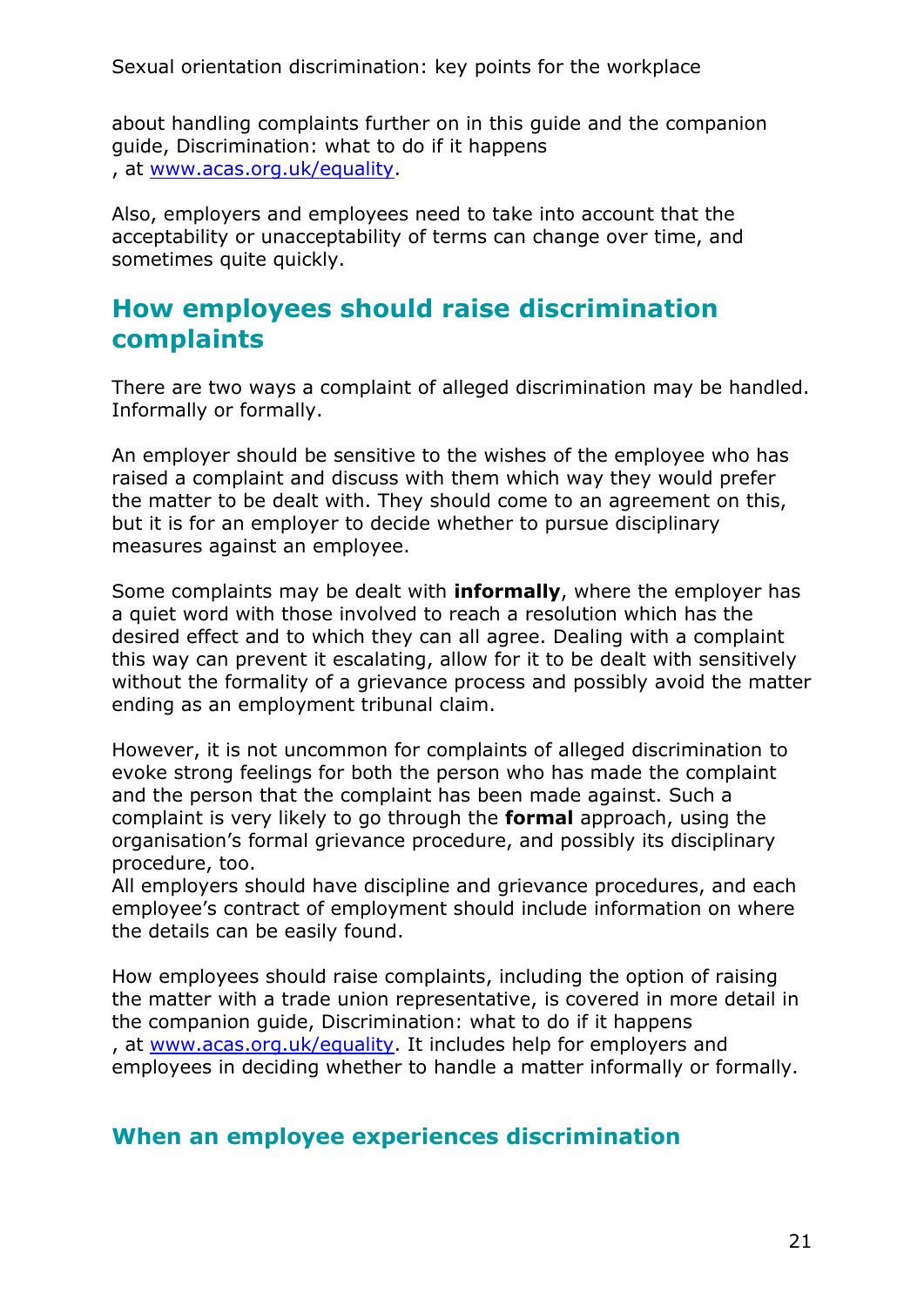about handling complaints further on in this guide and the companion guide, Discrimination: what to do if it happens
, at [www.acas.org.uk/equality](http://www.acas.org.uk/equality).

Also, employers and employees need to take into account that the acceptability or unacceptability of terms can change over time, and sometimes quite quickly.

## How employees should raise discrimination complaints

There are two ways a complaint of alleged discrimination may be handled. Informally or formally.

An employer should be sensitive to the wishes of the employee who has raised a complaint and discuss with them which way they would prefer the matter to be dealt with. They should come to an agreement on this, but it is for an employer to decide whether to pursue disciplinary measures against an employee.

Some complaints may be dealt with **informally**, where the employer has a quiet word with those involved to reach a resolution which has the desired effect and to which they can all agree. Dealing with a complaint this way can prevent it escalating, allow for it to be dealt with sensitively without the formality of a grievance process and possibly avoid the matter ending as an employment tribunal claim.

However, it is not uncommon for complaints of alleged discrimination to evoke strong feelings for both the person who has made the complaint and the person that the complaint has been made against. Such a complaint is very likely to go through the **formal** approach, using the organisation's formal grievance procedure, and possibly its disciplinary procedure, too.
All employers should have discipline and grievance procedures, and each employee's contract of employment should include information on where the details can be easily found.

How employees should raise complaints, including the option of raising the matter with a trade union representative, is covered in more detail in the companion guide, Discrimination: what to do if it happens
, at [www.acas.org.uk/equality](http://www.acas.org.uk/equality). It includes help for employers and employees in deciding whether to handle a matter informally or formally.

### When an employee experiences discrimination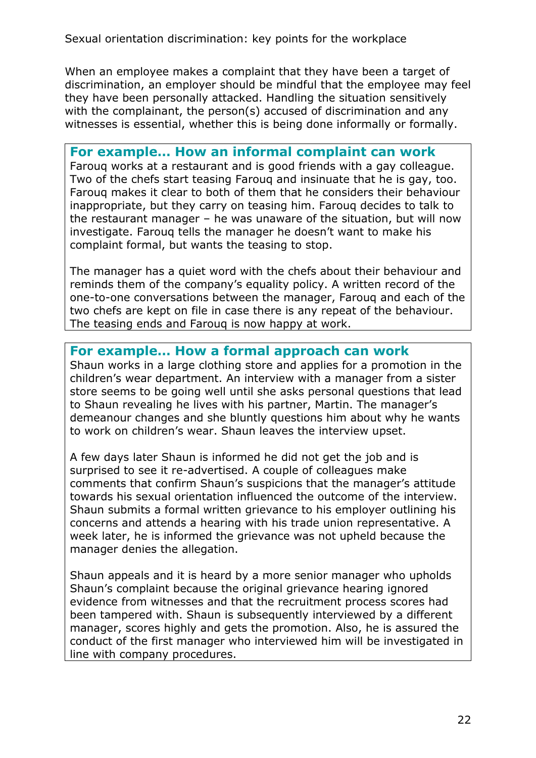When an employee makes a complaint that they have been a target of discrimination, an employer should be mindful that the employee may feel they have been personally attacked. Handling the situation sensitively with the complainant, the person(s) accused of discrimination and any witnesses is essential, whether this is being done informally or formally.

### For example… How an informal complaint can work

Farouq works at a restaurant and is good friends with a gay colleague. Two of the chefs start teasing Farouq and insinuate that he is gay, too. Farouq makes it clear to both of them that he considers their behaviour inappropriate, but they carry on teasing him. Farouq decides to talk to the restaurant manager – he was unaware of the situation, but will now investigate. Farouq tells the manager he doesn't want to make his complaint formal, but wants the teasing to stop.

The manager has a quiet word with the chefs about their behaviour and reminds them of the company's equality policy. A written record of the one-to-one conversations between the manager, Farouq and each of the two chefs are kept on file in case there is any repeat of the behaviour. The teasing ends and Farouq is now happy at work.

### For example… How a formal approach can work

Shaun works in a large clothing store and applies for a promotion in the children's wear department. An interview with a manager from a sister store seems to be going well until she asks personal questions that lead to Shaun revealing he lives with his partner, Martin. The manager's demeanour changes and she bluntly questions him about why he wants to work on children's wear. Shaun leaves the interview upset.

A few days later Shaun is informed he did not get the job and is surprised to see it re-advertised. A couple of colleagues make comments that confirm Shaun's suspicions that the manager's attitude towards his sexual orientation influenced the outcome of the interview. Shaun submits a formal written grievance to his employer outlining his concerns and attends a hearing with his trade union representative. A week later, he is informed the grievance was not upheld because the manager denies the allegation.

Shaun appeals and it is heard by a more senior manager who upholds Shaun's complaint because the original grievance hearing ignored evidence from witnesses and that the recruitment process scores had been tampered with. Shaun is subsequently interviewed by a different manager, scores highly and gets the promotion. Also, he is assured the conduct of the first manager who interviewed him will be investigated in line with company procedures.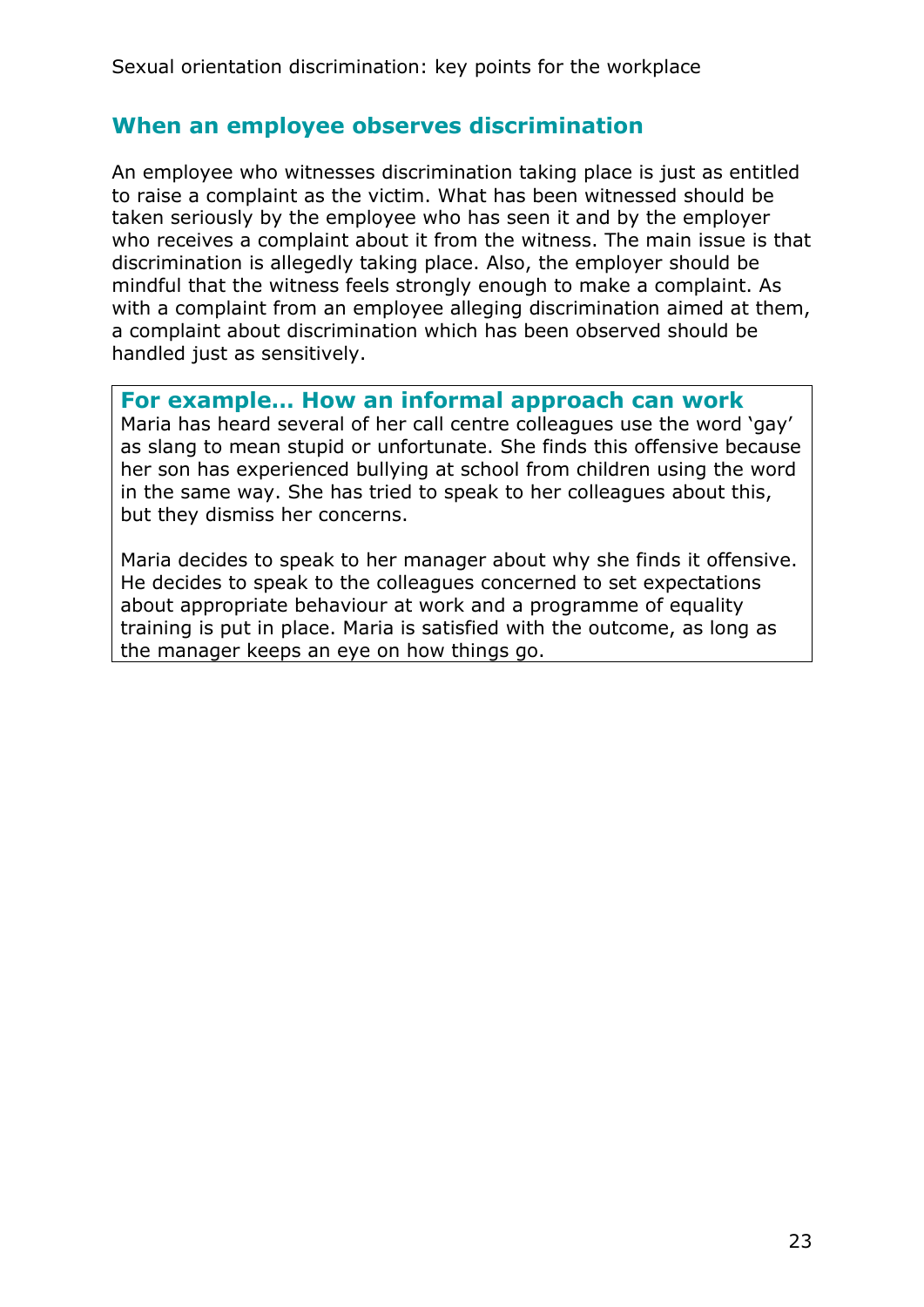## When an employee observes discrimination

An employee who witnesses discrimination taking place is just as entitled to raise a complaint as the victim. What has been witnessed should be taken seriously by the employee who has seen it and by the employer who receives a complaint about it from the witness. The main issue is that discrimination is allegedly taking place. Also, the employer should be mindful that the witness feels strongly enough to make a complaint. As with a complaint from an employee alleging discrimination aimed at them, a complaint about discrimination which has been observed should be handled just as sensitively.

### For example... How an informal approach can work

Maria has heard several of her call centre colleagues use the word 'gay' as slang to mean stupid or unfortunate. She finds this offensive because her son has experienced bullying at school from children using the word in the same way. She has tried to speak to her colleagues about this, but they dismiss her concerns.

Maria decides to speak to her manager about why she finds it offensive. He decides to speak to the colleagues concerned to set expectations about appropriate behaviour at work and a programme of equality training is put in place. Maria is satisfied with the outcome, as long as the manager keeps an eye on how things go.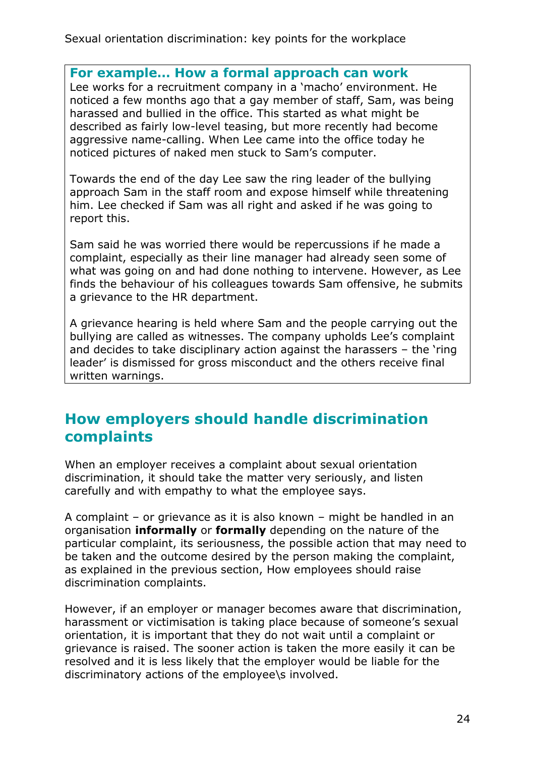**For example... How a formal approach can work**

Lee works for a recruitment company in a 'macho' environment. He noticed a few months ago that a gay member of staff, Sam, was being harassed and bullied in the office. This started as what might be described as fairly low-level teasing, but more recently had become aggressive name-calling. When Lee came into the office today he noticed pictures of naked men stuck to Sam's computer.

Towards the end of the day Lee saw the ring leader of the bullying approach Sam in the staff room and expose himself while threatening him. Lee checked if Sam was all right and asked if he was going to report this.

Sam said he was worried there would be repercussions if he made a complaint, especially as their line manager had already seen some of what was going on and had done nothing to intervene. However, as Lee finds the behaviour of his colleagues towards Sam offensive, he submits a grievance to the HR department.

A grievance hearing is held where Sam and the people carrying out the bullying are called as witnesses. The company upholds Lee's complaint and decides to take disciplinary action against the harassers – the 'ring leader' is dismissed for gross misconduct and the others receive final written warnings.

## How employers should handle discrimination complaints

When an employer receives a complaint about sexual orientation discrimination, it should take the matter very seriously, and listen carefully and with empathy to what the employee says.

A complaint – or grievance as it is also known – might be handled in an organisation **informally** or **formally** depending on the nature of the particular complaint, its seriousness, the possible action that may need to be taken and the outcome desired by the person making the complaint, as explained in the previous section, How employees should raise discrimination complaints.

However, if an employer or manager becomes aware that discrimination, harassment or victimisation is taking place because of someone's sexual orientation, it is important that they do not wait until a complaint or grievance is raised. The sooner action is taken the more easily it can be resolved and it is less likely that the employer would be liable for the discriminatory actions of the employee\s involved.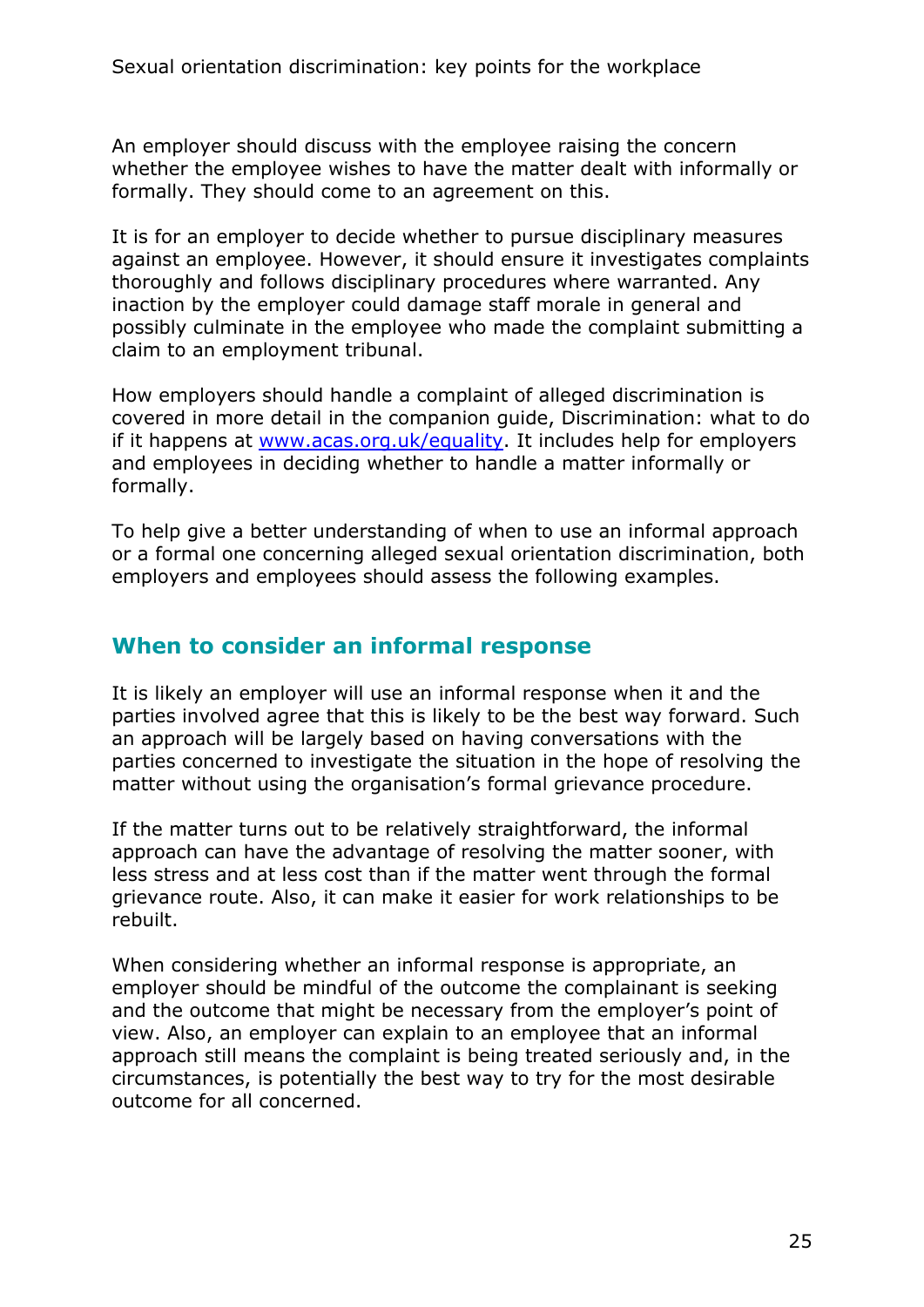An employer should discuss with the employee raising the concern whether the employee wishes to have the matter dealt with informally or formally. They should come to an agreement on this.

It is for an employer to decide whether to pursue disciplinary measures against an employee. However, it should ensure it investigates complaints thoroughly and follows disciplinary procedures where warranted. Any inaction by the employer could damage staff morale in general and possibly culminate in the employee who made the complaint submitting a claim to an employment tribunal.

How employers should handle a complaint of alleged discrimination is covered in more detail in the companion guide, Discrimination: what to do if it happens at [www.acas.org.uk/equality](http://www.acas.org.uk/equality). It includes help for employers and employees in deciding whether to handle a matter informally or formally.

To help give a better understanding of when to use an informal approach or a formal one concerning alleged sexual orientation discrimination, both employers and employees should assess the following examples.

## When to consider an informal response

It is likely an employer will use an informal response when it and the parties involved agree that this is likely to be the best way forward. Such an approach will be largely based on having conversations with the parties concerned to investigate the situation in the hope of resolving the matter without using the organisation's formal grievance procedure.

If the matter turns out to be relatively straightforward, the informal approach can have the advantage of resolving the matter sooner, with less stress and at less cost than if the matter went through the formal grievance route. Also, it can make it easier for work relationships to be rebuilt.

When considering whether an informal response is appropriate, an employer should be mindful of the outcome the complainant is seeking and the outcome that might be necessary from the employer's point of view. Also, an employer can explain to an employee that an informal approach still means the complaint is being treated seriously and, in the circumstances, is potentially the best way to try for the most desirable outcome for all concerned.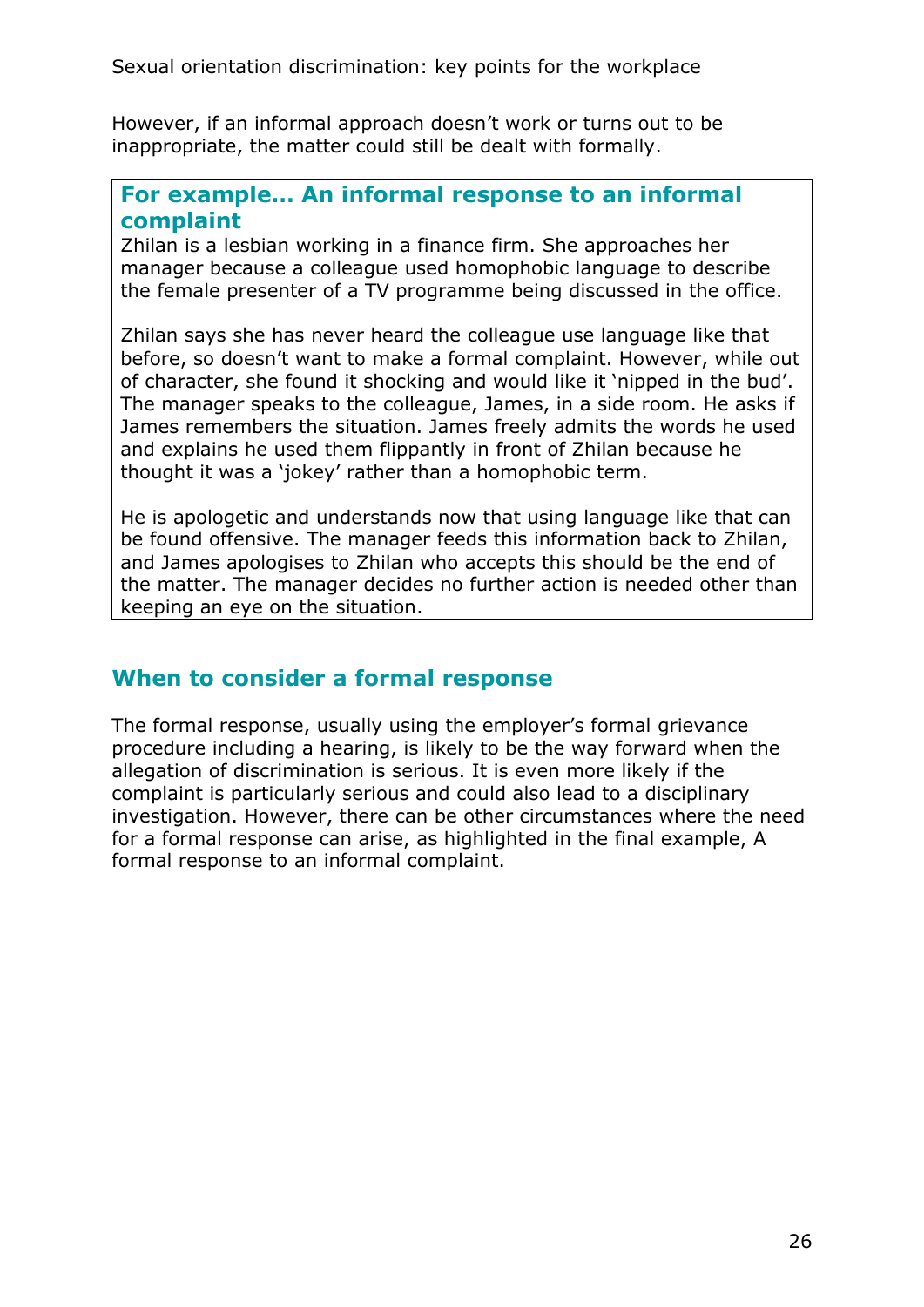However, if an informal approach doesn't work or turns out to be inappropriate, the matter could still be dealt with formally.

### For example… An informal response to an informal complaint

Zhilan is a lesbian working in a finance firm. She approaches her manager because a colleague used homophobic language to describe the female presenter of a TV programme being discussed in the office.

Zhilan says she has never heard the colleague use language like that before, so doesn't want to make a formal complaint. However, while out of character, she found it shocking and would like it 'nipped in the bud'. The manager speaks to the colleague, James, in a side room. He asks if James remembers the situation. James freely admits the words he used and explains he used them flippantly in front of Zhilan because he thought it was a 'jokey' rather than a homophobic term.

He is apologetic and understands now that using language like that can be found offensive. The manager feeds this information back to Zhilan, and James apologises to Zhilan who accepts this should be the end of the matter. The manager decides no further action is needed other than keeping an eye on the situation.

## When to consider a formal response

The formal response, usually using the employer's formal grievance procedure including a hearing, is likely to be the way forward when the allegation of discrimination is serious. It is even more likely if the complaint is particularly serious and could also lead to a disciplinary investigation. However, there can be other circumstances where the need for a formal response can arise, as highlighted in the final example, A formal response to an informal complaint.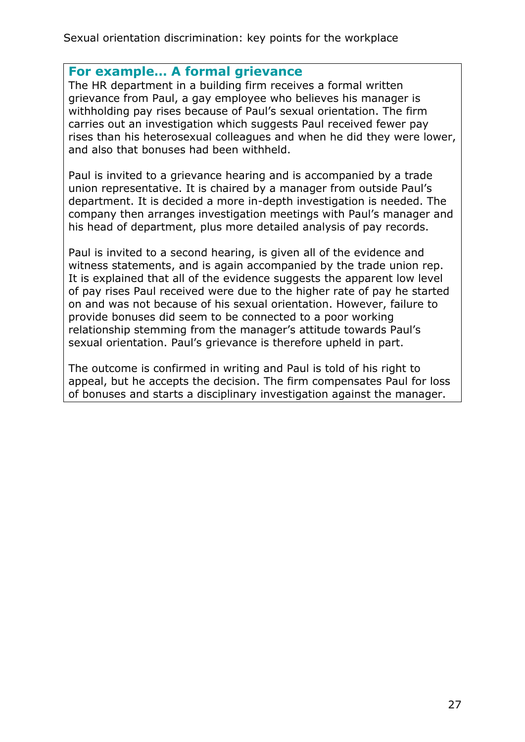## For example... A formal grievance

The HR department in a building firm receives a formal written grievance from Paul, a gay employee who believes his manager is withholding pay rises because of Paul's sexual orientation. The firm carries out an investigation which suggests Paul received fewer pay rises than his heterosexual colleagues and when he did they were lower, and also that bonuses had been withheld.

Paul is invited to a grievance hearing and is accompanied by a trade union representative. It is chaired by a manager from outside Paul's department. It is decided a more in-depth investigation is needed. The company then arranges investigation meetings with Paul's manager and his head of department, plus more detailed analysis of pay records.

Paul is invited to a second hearing, is given all of the evidence and witness statements, and is again accompanied by the trade union rep. It is explained that all of the evidence suggests the apparent low level of pay rises Paul received were due to the higher rate of pay he started on and was not because of his sexual orientation. However, failure to provide bonuses did seem to be connected to a poor working relationship stemming from the manager's attitude towards Paul's sexual orientation. Paul's grievance is therefore upheld in part.

The outcome is confirmed in writing and Paul is told of his right to appeal, but he accepts the decision. The firm compensates Paul for loss of bonuses and starts a disciplinary investigation against the manager.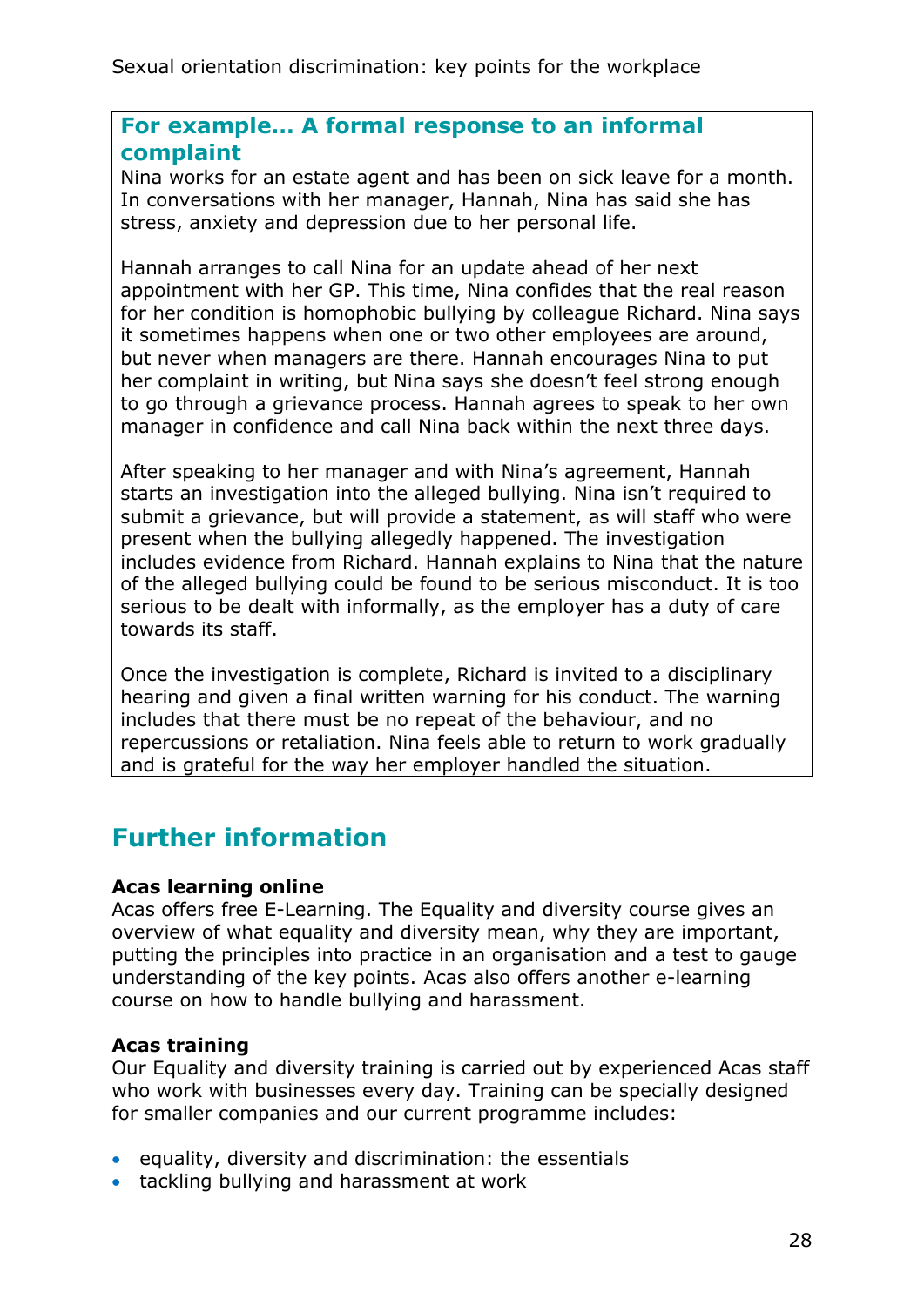### For example... A formal response to an informal complaint

Nina works for an estate agent and has been on sick leave for a month. In conversations with her manager, Hannah, Nina has said she has stress, anxiety and depression due to her personal life.

Hannah arranges to call Nina for an update ahead of her next appointment with her GP. This time, Nina confides that the real reason for her condition is homophobic bullying by colleague Richard. Nina says it sometimes happens when one or two other employees are around, but never when managers are there. Hannah encourages Nina to put her complaint in writing, but Nina says she doesn't feel strong enough to go through a grievance process. Hannah agrees to speak to her own manager in confidence and call Nina back within the next three days.

After speaking to her manager and with Nina's agreement, Hannah starts an investigation into the alleged bullying. Nina isn't required to submit a grievance, but will provide a statement, as will staff who were present when the bullying allegedly happened. The investigation includes evidence from Richard. Hannah explains to Nina that the nature of the alleged bullying could be found to be serious misconduct. It is too serious to be dealt with informally, as the employer has a duty of care towards its staff.

Once the investigation is complete, Richard is invited to a disciplinary hearing and given a final written warning for his conduct. The warning includes that there must be no repeat of the behaviour, and no repercussions or retaliation. Nina feels able to return to work gradually and is grateful for the way her employer handled the situation.

## Further information

**Acas learning online**
Acas offers free E-Learning. The Equality and diversity course gives an overview of what equality and diversity mean, why they are important, putting the principles into practice in an organisation and a test to gauge understanding of the key points. Acas also offers another e-learning course on how to handle bullying and harassment.

**Acas training**
Our Equality and diversity training is carried out by experienced Acas staff who work with businesses every day. Training can be specially designed for smaller companies and our current programme includes:

- equality, diversity and discrimination: the essentials
- tackling bullying and harassment at work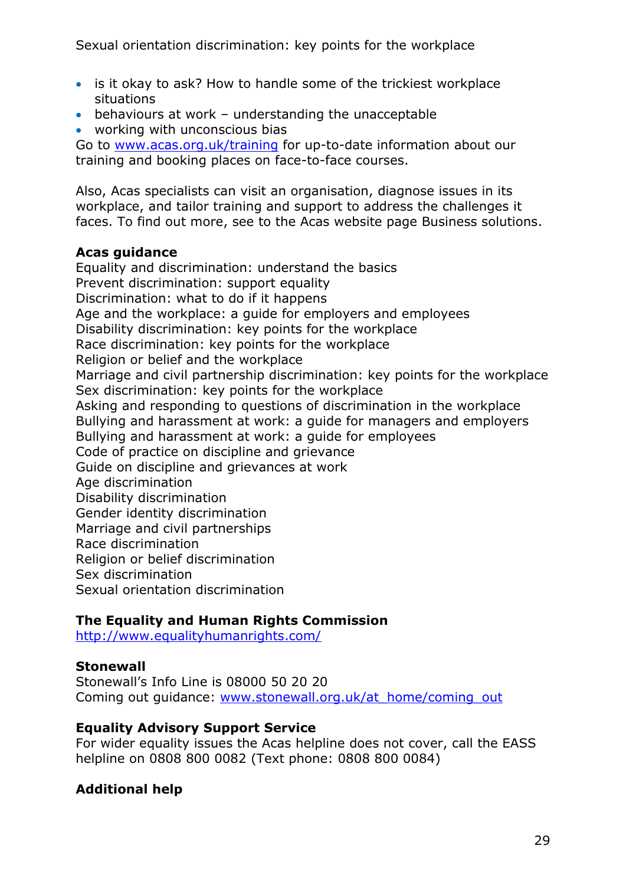Sexual orientation discrimination: key points for the workplace

- is it okay to ask? How to handle some of the trickiest workplace situations
- behaviours at work – understanding the unacceptable
- working with unconscious bias

Go to [www.acas.org.uk/training](http://www.acas.org.uk/training) for up-to-date information about our training and booking places on face-to-face courses.

Also, Acas specialists can visit an organisation, diagnose issues in its workplace, and tailor training and support to address the challenges it faces. To find out more, see to the Acas website page Business solutions.

**Acas guidance**

Equality and discrimination: understand the basics
Prevent discrimination: support equality
Discrimination: what to do if it happens
Age and the workplace: a guide for employers and employees
Disability discrimination: key points for the workplace
Race discrimination: key points for the workplace
Religion or belief and the workplace
Marriage and civil partnership discrimination: key points for the workplace
Sex discrimination: key points for the workplace
Asking and responding to questions of discrimination in the workplace
Bullying and harassment at work: a guide for managers and employers
Bullying and harassment at work: a guide for employees
Code of practice on discipline and grievance
Guide on discipline and grievances at work
Age discrimination
Disability discrimination
Gender identity discrimination
Marriage and civil partnerships
Race discrimination
Religion or belief discrimination
Sex discrimination
Sexual orientation discrimination

**The Equality and Human Rights Commission**

[http://www.equalityhumanrights.com/](http://www.equalityhumanrights.com/)

**Stonewall**

Stonewall's Info Line is 08000 50 20 20
Coming out guidance: [www.stonewall.org.uk/at_home/coming_out](http://www.stonewall.org.uk/at_home/coming_out)

**Equality Advisory Support Service**

For wider equality issues the Acas helpline does not cover, call the EASS helpline on 0808 800 0082 (Text phone: 0808 800 0084)

**Additional help**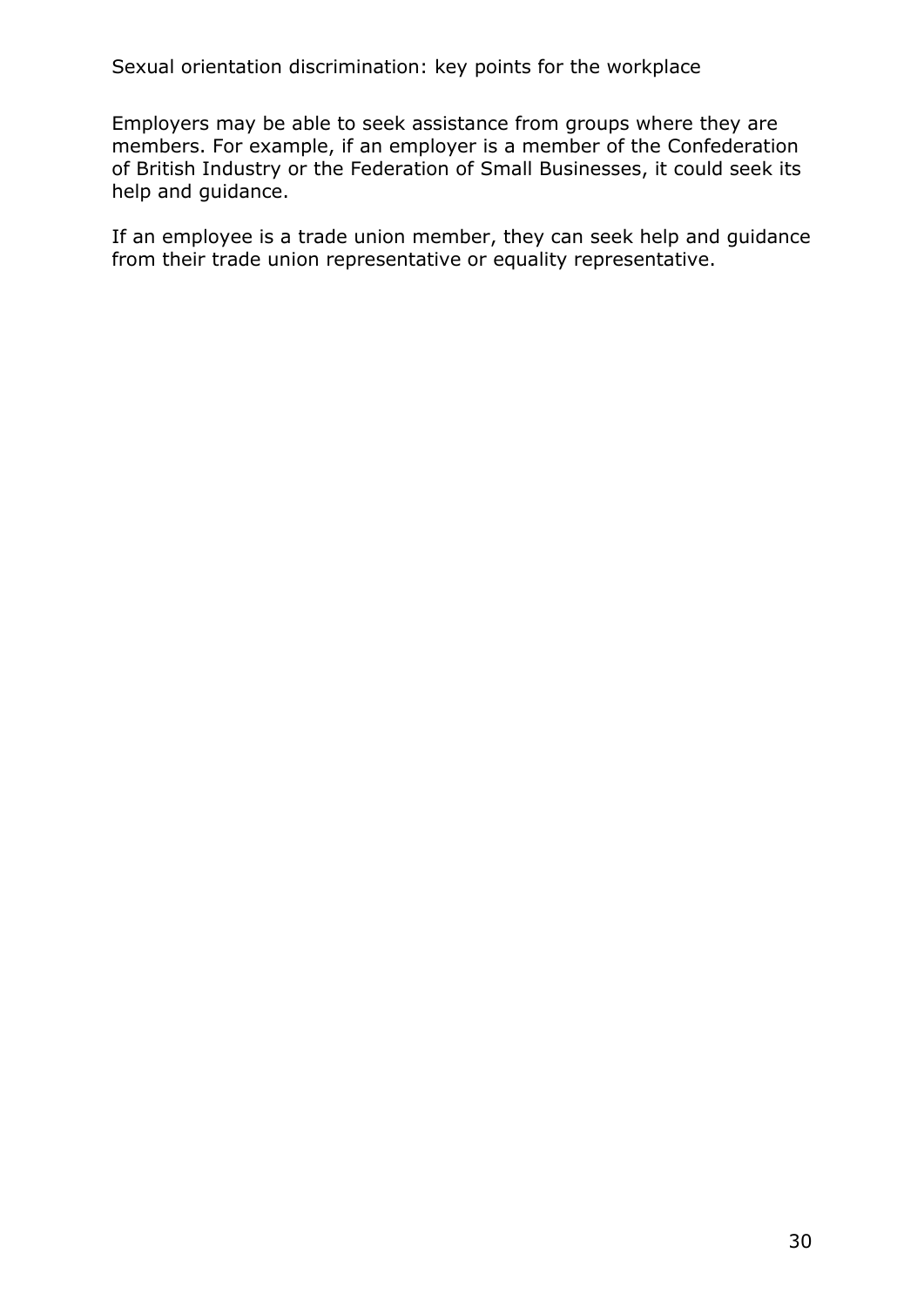Employers may be able to seek assistance from groups where they are members. For example, if an employer is a member of the Confederation of British Industry or the Federation of Small Businesses, it could seek its help and guidance.

If an employee is a trade union member, they can seek help and guidance from their trade union representative or equality representative.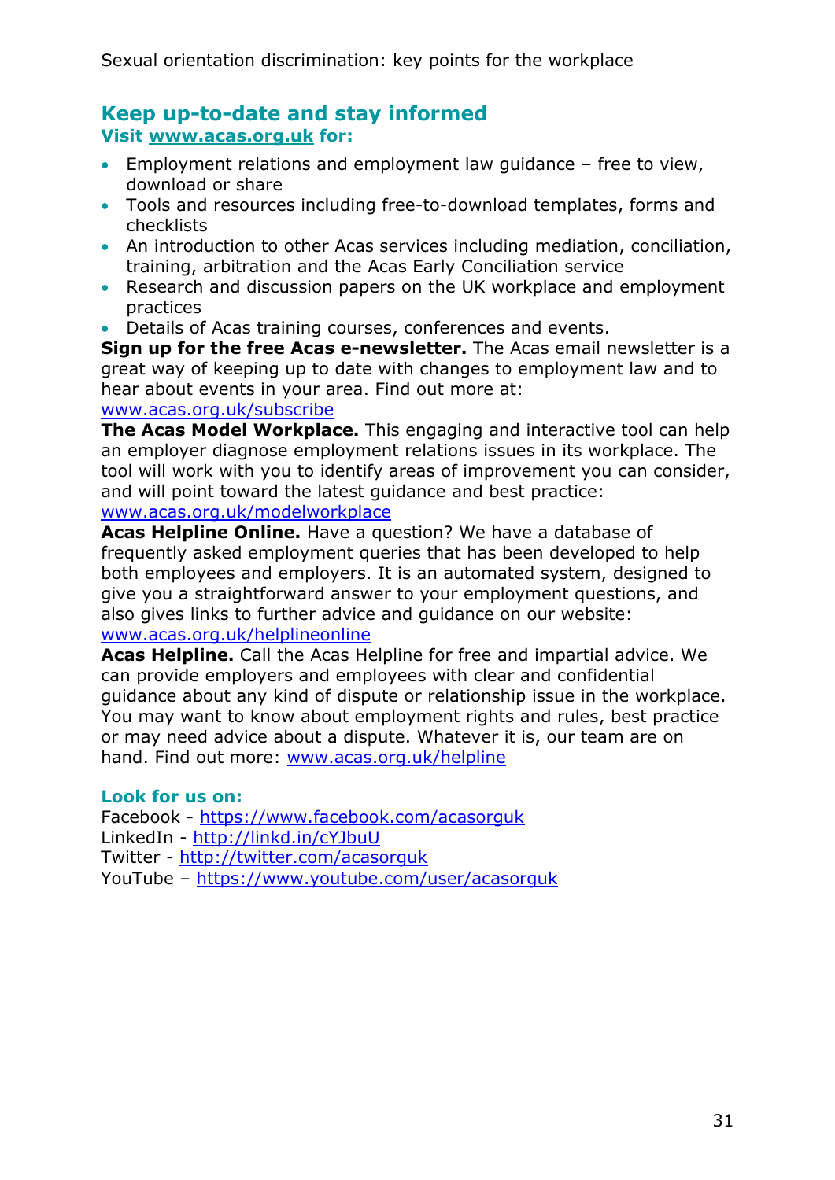## Keep up-to-date and stay informed

**Visit www.acas.org.uk for:**

- Employment relations and employment law guidance – free to view, download or share
- Tools and resources including free-to-download templates, forms and checklists
- An introduction to other Acas services including mediation, conciliation, training, arbitration and the Acas Early Conciliation service
- Research and discussion papers on the UK workplace and employment practices
- Details of Acas training courses, conferences and events.

**Sign up for the free Acas e-newsletter.** The Acas email newsletter is a great way of keeping up to date with changes to employment law and to hear about events in your area. Find out more at: www.acas.org.uk/subscribe

**The Acas Model Workplace.** This engaging and interactive tool can help an employer diagnose employment relations issues in its workplace. The tool will work with you to identify areas of improvement you can consider, and will point toward the latest guidance and best practice: www.acas.org.uk/modelworkplace

**Acas Helpline Online.** Have a question? We have a database of frequently asked employment queries that has been developed to help both employees and employers. It is an automated system, designed to give you a straightforward answer to your employment questions, and also gives links to further advice and guidance on our website: www.acas.org.uk/helplineonline

**Acas Helpline.** Call the Acas Helpline for free and impartial advice. We can provide employers and employees with clear and confidential guidance about any kind of dispute or relationship issue in the workplace. You may want to know about employment rights and rules, best practice or may need advice about a dispute. Whatever it is, our team are on hand. Find out more: www.acas.org.uk/helpline

### Look for us on:

Facebook - https://www.facebook.com/acasorguk
LinkedIn - http://linkd.in/cYJbuU
Twitter - http://twitter.com/acasorguk
YouTube – https://www.youtube.com/user/acasorguk